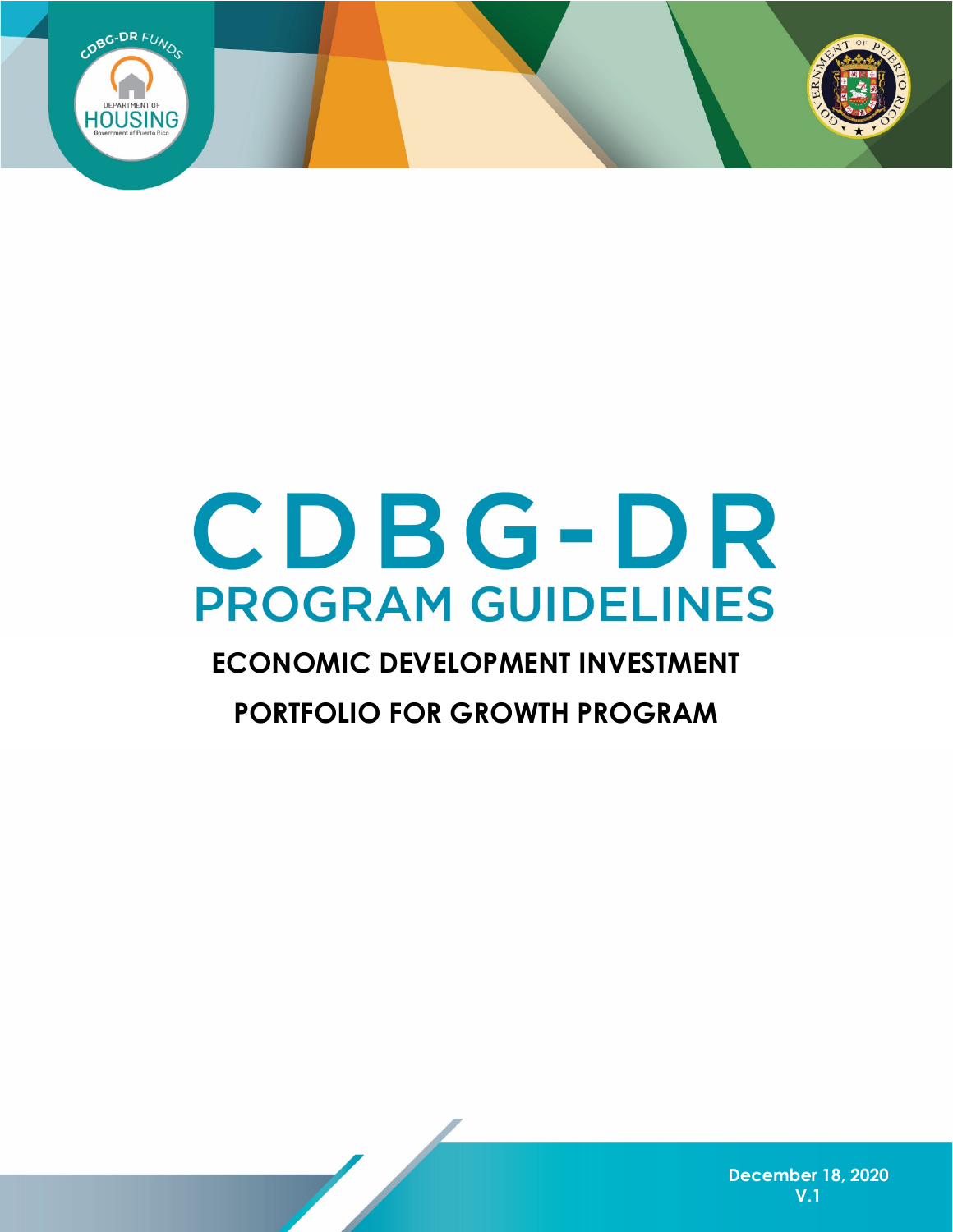# CDBG-DR

## PROGRAM GUIDELINES

### ECONOMIC DEVELOPMENT INVESTMENT PORTFOLIO FOR GROWTH PROGRAM

December 18, 2020

V.1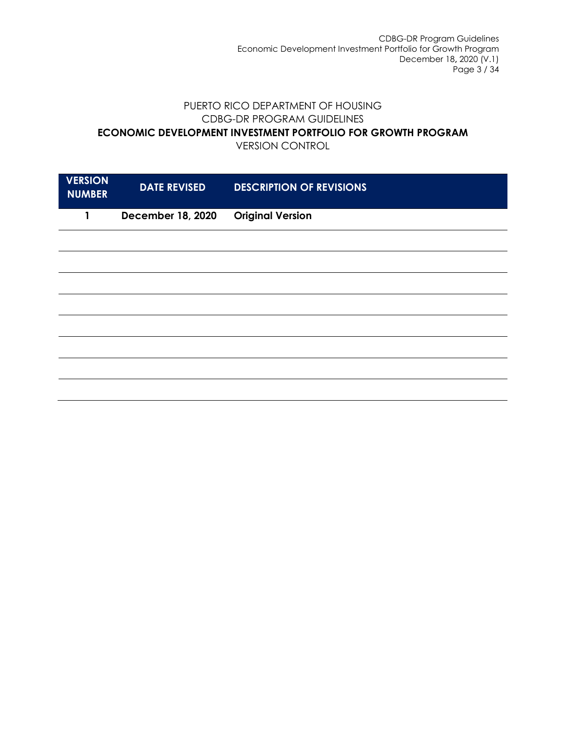PUERTO RICO DEPARTMENT OF HOUSING
CDBG-DR PROGRAM GUIDELINES
**ECONOMIC DEVELOPMENT INVESTMENT PORTFOLIO FOR GROWTH PROGRAM**
VERSION CONTROL

| VERSION NUMBER | DATE REVISED | DESCRIPTION OF REVISIONS |
| --- | --- | --- |
| **1** | **December 18, 2020** | **Original Version** |
| | | |
| | | |
| | | |
| | | |
| | | |
| | | |
| | | |
| | | |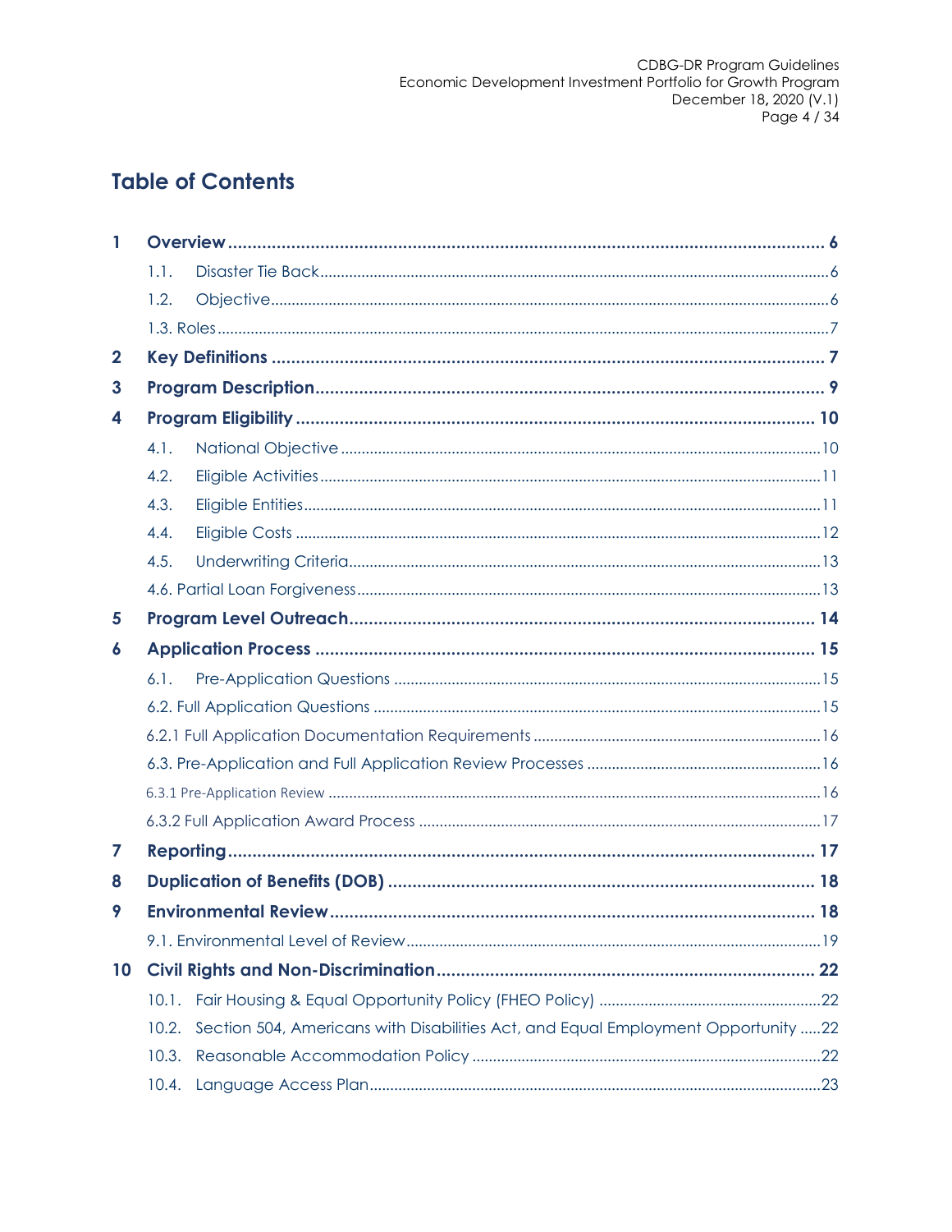# Table of Contents

1 Overview ........................................................................................................ 6
   1.1. Disaster Tie Back ........................................................................................ 6
   1.2. Objective ................................................................................................... 6
   1.3. Roles ......................................................................................................... 7
2 Key Definitions ................................................................................................ 7
3 Program Description ........................................................................................ 9
4 Program Eligibility .......................................................................................... 10
   4.1. National Objective ................................................................................... 10
   4.2. Eligible Activities ...................................................................................... 11
   4.3. Eligible Entities ......................................................................................... 11
   4.4. Eligible Costs ........................................................................................... 12
   4.5. Underwriting Criteria ................................................................................ 13
   4.6. Partial Loan Forgiveness .......................................................................... 13
5 Program Level Outreach ............................................................................... 14
6 Application Process ...................................................................................... 15
   6.1. Pre-Application Questions ....................................................................... 15
   6.2. Full Application Questions ....................................................................... 15
   6.2.1 Full Application Documentation Requirements ...................................... 16
   6.3. Pre-Application and Full Application Review Processes ........................... 16
   6.3.1 Pre-Application Review ......................................................................... 16
   6.3.2 Full Application Award Process .............................................................. 17
7 Reporting ....................................................................................................... 17
8 Duplication of Benefits (DOB) ....................................................................... 18
9 Environmental Review .................................................................................. 18
   9.1. Environmental Level of Review ............................................................... 19
10 Civil Rights and Non-Discrimination ............................................................ 22
   10.1. Fair Housing & Equal Opportunity Policy (FHEO Policy) ........................... 22
   10.2. Section 504, Americans with Disabilities Act, and Equal Employment Opportunity ..... 22
   10.3. Reasonable Accommodation Policy ....................................................... 22
   10.4. Language Access Plan ........................................................................... 23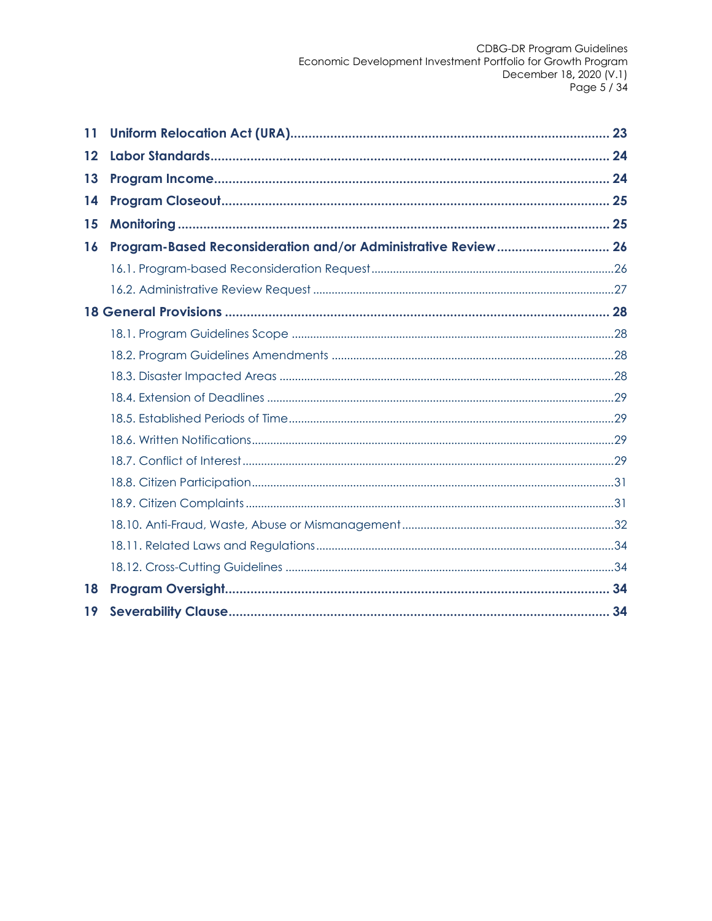| | | |
|---|---|---|
| **11** | **Uniform Relocation Act (URA)** | **23** |
| **12** | **Labor Standards** | **24** |
| **13** | **Program Income** | **24** |
| **14** | **Program Closeout** | **25** |
| **15** | **Monitoring** | **25** |
| **16** | **Program-Based Reconsideration and/or Administrative Review** | **26** |
| | 16.1. Program-based Reconsideration Request | 26 |
| | 16.2. Administrative Review Request | 27 |
| **18 General Provisions** | | **28** |
| | 18.1. Program Guidelines Scope | 28 |
| | 18.2. Program Guidelines Amendments | 28 |
| | 18.3. Disaster Impacted Areas | 28 |
| | 18.4. Extension of Deadlines | 29 |
| | 18.5. Established Periods of Time | 29 |
| | 18.6. Written Notifications | 29 |
| | 18.7. Conflict of Interest | 29 |
| | 18.8. Citizen Participation | 31 |
| | 18.9. Citizen Complaints | 31 |
| | 18.10. Anti-Fraud, Waste, Abuse or Mismanagement | 32 |
| | 18.11. Related Laws and Regulations | 34 |
| | 18.12. Cross-Cutting Guidelines | 34 |
| **18** | **Program Oversight** | **34** |
| **19** | **Severability Clause** | **34** |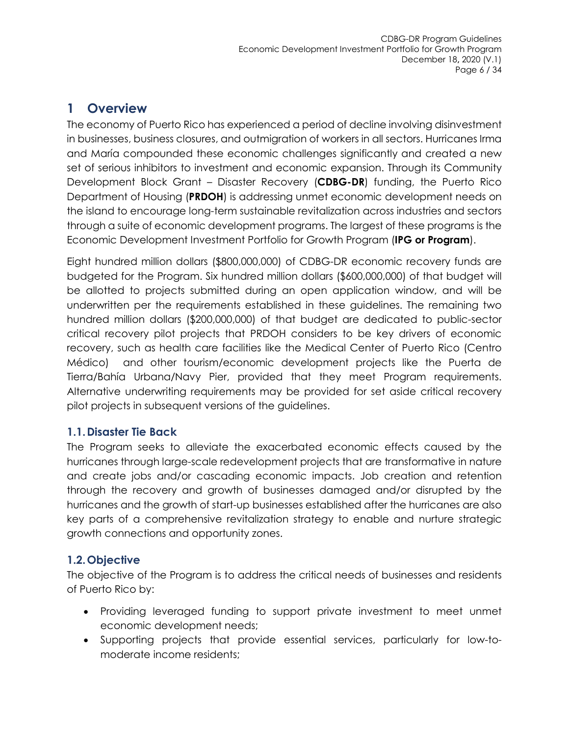# 1 Overview

The economy of Puerto Rico has experienced a period of decline involving disinvestment in businesses, business closures, and outmigration of workers in all sectors. Hurricanes Irma and María compounded these economic challenges significantly and created a new set of serious inhibitors to investment and economic expansion. Through its Community Development Block Grant – Disaster Recovery (**CDBG-DR**) funding, the Puerto Rico Department of Housing (**PRDOH**) is addressing unmet economic development needs on the island to encourage long-term sustainable revitalization across industries and sectors through a suite of economic development programs. The largest of these programs is the Economic Development Investment Portfolio for Growth Program (**IPG or Program**).

Eight hundred million dollars ($800,000,000) of CDBG-DR economic recovery funds are budgeted for the Program. Six hundred million dollars ($600,000,000) of that budget will be allotted to projects submitted during an open application window, and will be underwritten per the requirements established in these guidelines. The remaining two hundred million dollars ($200,000,000) of that budget are dedicated to public-sector critical recovery pilot projects that PRDOH considers to be key drivers of economic recovery, such as health care facilities like the Medical Center of Puerto Rico (Centro Médico) and other tourism/economic development projects like the Puerta de Tierra/Bahía Urbana/Navy Pier, provided that they meet Program requirements. Alternative underwriting requirements may be provided for set aside critical recovery pilot projects in subsequent versions of the guidelines.

## 1.1. Disaster Tie Back

The Program seeks to alleviate the exacerbated economic effects caused by the hurricanes through large-scale redevelopment projects that are transformative in nature and create jobs and/or cascading economic impacts. Job creation and retention through the recovery and growth of businesses damaged and/or disrupted by the hurricanes and the growth of start-up businesses established after the hurricanes are also key parts of a comprehensive revitalization strategy to enable and nurture strategic growth connections and opportunity zones.

## 1.2. Objective

The objective of the Program is to address the critical needs of businesses and residents of Puerto Rico by:

- Providing leveraged funding to support private investment to meet unmet economic development needs;
- Supporting projects that provide essential services, particularly for low-to-moderate income residents;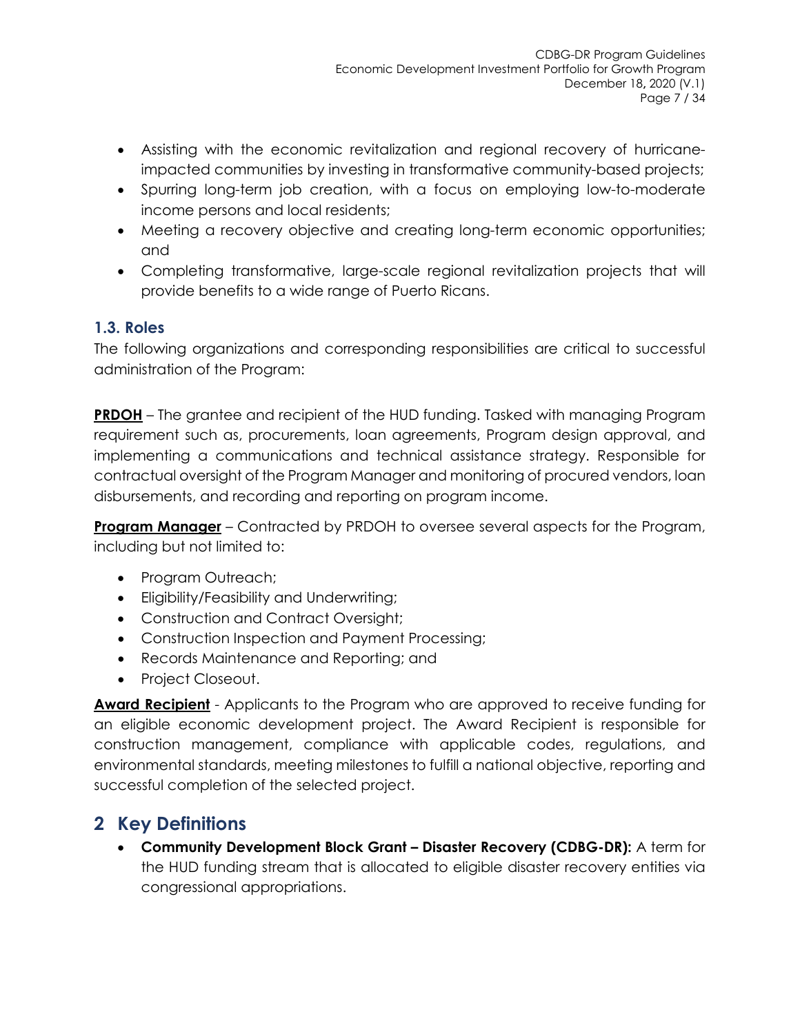- Assisting with the economic revitalization and regional recovery of hurricane-impacted communities by investing in transformative community-based projects;
- Spurring long-term job creation, with a focus on employing low-to-moderate income persons and local residents;
- Meeting a recovery objective and creating long-term economic opportunities; and
- Completing transformative, large-scale regional revitalization projects that will provide benefits to a wide range of Puerto Ricans.

### 1.3. Roles

The following organizations and corresponding responsibilities are critical to successful administration of the Program:

**PRDOH** – The grantee and recipient of the HUD funding. Tasked with managing Program requirement such as, procurements, loan agreements, Program design approval, and implementing a communications and technical assistance strategy. Responsible for contractual oversight of the Program Manager and monitoring of procured vendors, loan disbursements, and recording and reporting on program income.

**Program Manager** – Contracted by PRDOH to oversee several aspects for the Program, including but not limited to:

- Program Outreach;
- Eligibility/Feasibility and Underwriting;
- Construction and Contract Oversight;
- Construction Inspection and Payment Processing;
- Records Maintenance and Reporting; and
- Project Closeout.

**Award Recipient** - Applicants to the Program who are approved to receive funding for an eligible economic development project. The Award Recipient is responsible for construction management, compliance with applicable codes, regulations, and environmental standards, meeting milestones to fulfill a national objective, reporting and successful completion of the selected project.

## 2 Key Definitions

- **Community Development Block Grant – Disaster Recovery (CDBG-DR):** A term for the HUD funding stream that is allocated to eligible disaster recovery entities via congressional appropriations.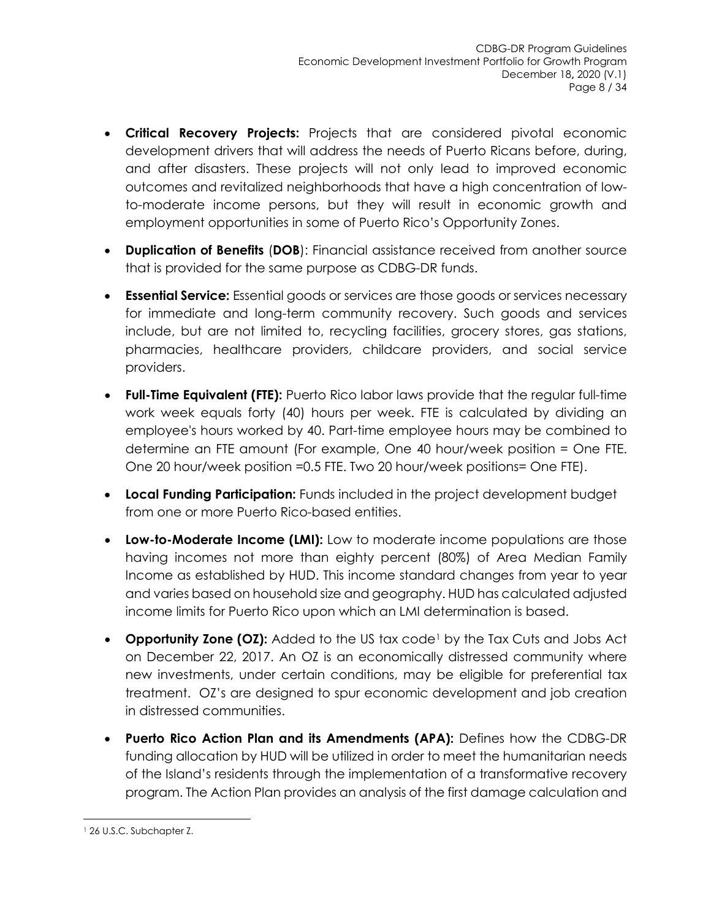- **Critical Recovery Projects:** Projects that are considered pivotal economic development drivers that will address the needs of Puerto Ricans before, during, and after disasters. These projects will not only lead to improved economic outcomes and revitalized neighborhoods that have a high concentration of low-to-moderate income persons, but they will result in economic growth and employment opportunities in some of Puerto Rico's Opportunity Zones.
- **Duplication of Benefits** (**DOB**): Financial assistance received from another source that is provided for the same purpose as CDBG-DR funds.
- **Essential Service:** Essential goods or services are those goods or services necessary for immediate and long-term community recovery. Such goods and services include, but are not limited to, recycling facilities, grocery stores, gas stations, pharmacies, healthcare providers, childcare providers, and social service providers.
- **Full-Time Equivalent (FTE):** Puerto Rico labor laws provide that the regular full-time work week equals forty (40) hours per week. FTE is calculated by dividing an employee's hours worked by 40. Part-time employee hours may be combined to determine an FTE amount (For example, One 40 hour/week position = One FTE. One 20 hour/week position =0.5 FTE. Two 20 hour/week positions= One FTE).
- **Local Funding Participation:** Funds included in the project development budget from one or more Puerto Rico-based entities.
- **Low-to-Moderate Income (LMI):** Low to moderate income populations are those having incomes not more than eighty percent (80%) of Area Median Family Income as established by HUD. This income standard changes from year to year and varies based on household size and geography. HUD has calculated adjusted income limits for Puerto Rico upon which an LMI determination is based.
- **Opportunity Zone (OZ):** Added to the US tax code[1] by the Tax Cuts and Jobs Act on December 22, 2017. An OZ is an economically distressed community where new investments, under certain conditions, may be eligible for preferential tax treatment. OZ's are designed to spur economic development and job creation in distressed communities.
- **Puerto Rico Action Plan and its Amendments (APA):** Defines how the CDBG-DR funding allocation by HUD will be utilized in order to meet the humanitarian needs of the Island's residents through the implementation of a transformative recovery program. The Action Plan provides an analysis of the first damage calculation and

[1] 26 U.S.C. Subchapter Z.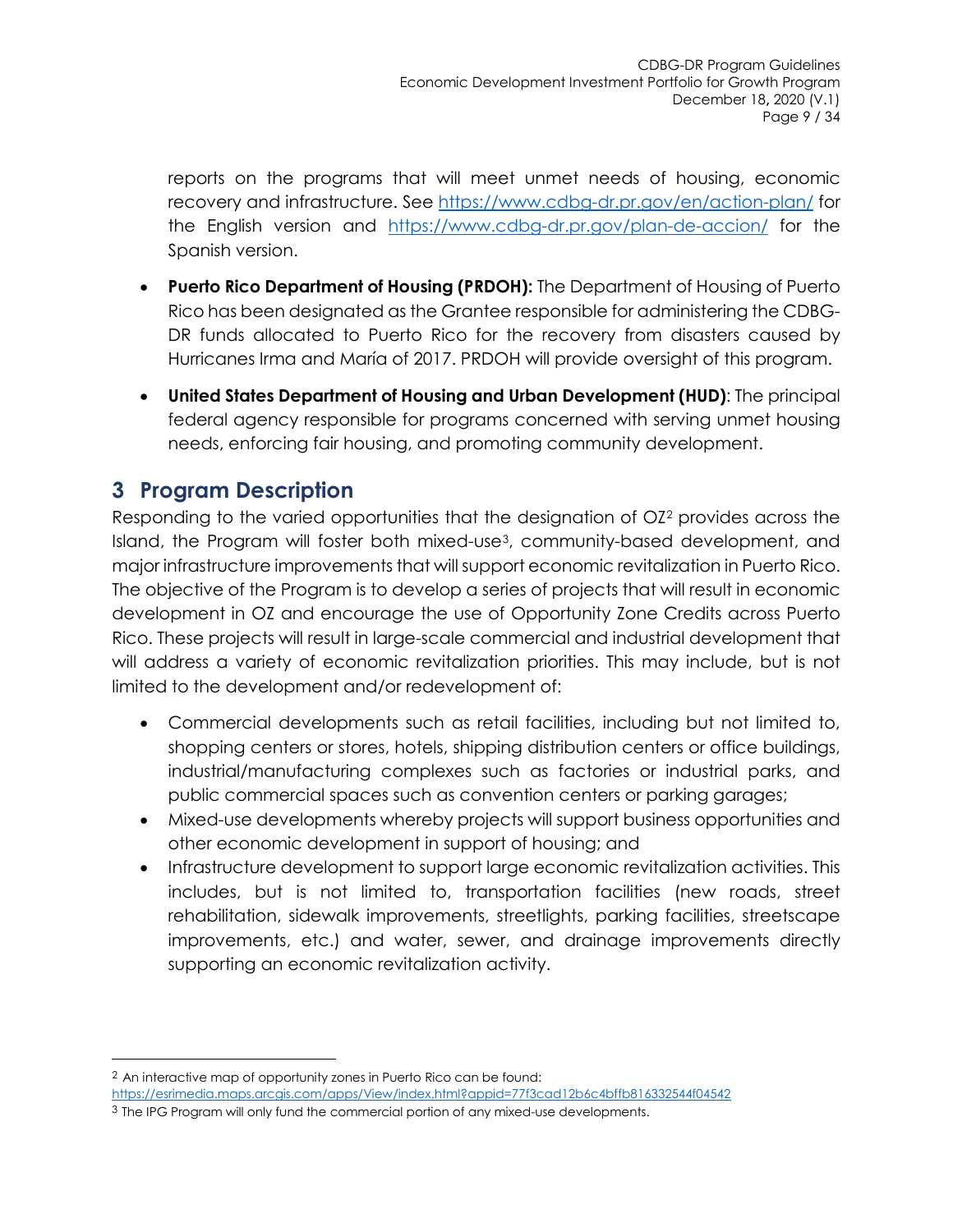reports on the programs that will meet unmet needs of housing, economic recovery and infrastructure. See https://www.cdbg-dr.pr.gov/en/action-plan/ for the English version and https://www.cdbg-dr.pr.gov/plan-de-accion/ for the Spanish version.

- **Puerto Rico Department of Housing (PRDOH):** The Department of Housing of Puerto Rico has been designated as the Grantee responsible for administering the CDBG-DR funds allocated to Puerto Rico for the recovery from disasters caused by Hurricanes Irma and María of 2017. PRDOH will provide oversight of this program.
- **United States Department of Housing and Urban Development (HUD)**: The principal federal agency responsible for programs concerned with serving unmet housing needs, enforcing fair housing, and promoting community development.

# 3 Program Description

Responding to the varied opportunities that the designation of OZ[2] provides across the Island, the Program will foster both mixed-use[3], community-based development, and major infrastructure improvements that will support economic revitalization in Puerto Rico. The objective of the Program is to develop a series of projects that will result in economic development in OZ and encourage the use of Opportunity Zone Credits across Puerto Rico. These projects will result in large-scale commercial and industrial development that will address a variety of economic revitalization priorities. This may include, but is not limited to the development and/or redevelopment of:

- Commercial developments such as retail facilities, including but not limited to, shopping centers or stores, hotels, shipping distribution centers or office buildings, industrial/manufacturing complexes such as factories or industrial parks, and public commercial spaces such as convention centers or parking garages;
- Mixed-use developments whereby projects will support business opportunities and other economic development in support of housing; and
- Infrastructure development to support large economic revitalization activities. This includes, but is not limited to, transportation facilities (new roads, street rehabilitation, sidewalk improvements, streetlights, parking facilities, streetscape improvements, etc.) and water, sewer, and drainage improvements directly supporting an economic revitalization activity.

---

[2] An interactive map of opportunity zones in Puerto Rico can be found: https://esrimedia.maps.arcgis.com/apps/View/index.html?appid=77f3cad12b6c4bffb816332544f04542

[3] The IPG Program will only fund the commercial portion of any mixed-use developments.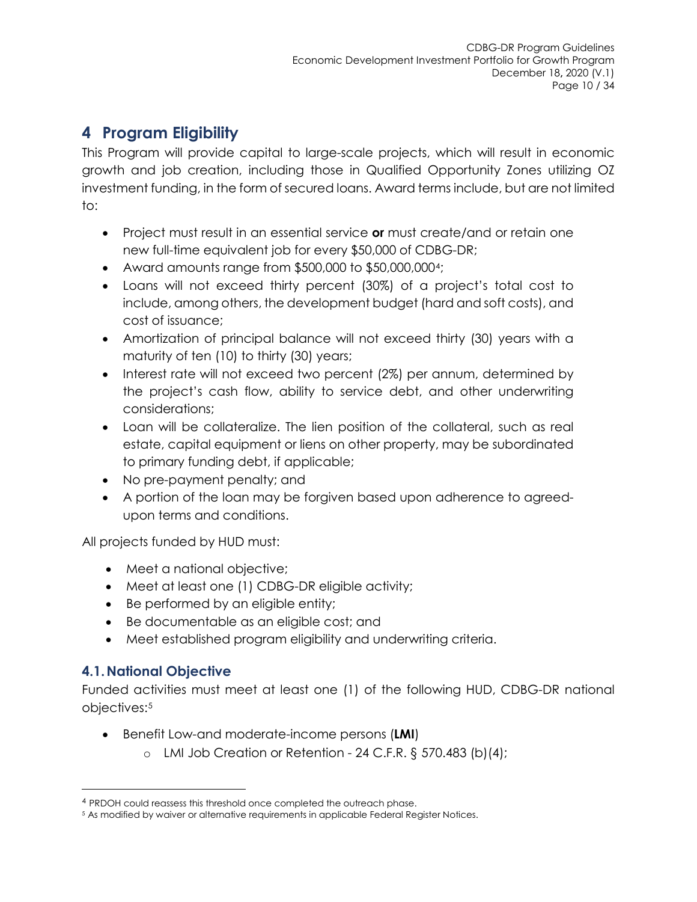# 4 Program Eligibility

This Program will provide capital to large-scale projects, which will result in economic growth and job creation, including those in Qualified Opportunity Zones utilizing OZ investment funding, in the form of secured loans. Award terms include, but are not limited to:

- Project must result in an essential service **or** must create/and or retain one new full-time equivalent job for every $50,000 of CDBG-DR;
- Award amounts range from $500,000 to $50,000,000[4];
- Loans will not exceed thirty percent (30%) of a project's total cost to include, among others, the development budget (hard and soft costs), and cost of issuance;
- Amortization of principal balance will not exceed thirty (30) years with a maturity of ten (10) to thirty (30) years;
- Interest rate will not exceed two percent (2%) per annum, determined by the project's cash flow, ability to service debt, and other underwriting considerations;
- Loan will be collateralize. The lien position of the collateral, such as real estate, capital equipment or liens on other property, may be subordinated to primary funding debt, if applicable;
- No pre-payment penalty; and
- A portion of the loan may be forgiven based upon adherence to agreed-upon terms and conditions.

All projects funded by HUD must:

- Meet a national objective;
- Meet at least one (1) CDBG-DR eligible activity;
- Be performed by an eligible entity;
- Be documentable as an eligible cost; and
- Meet established program eligibility and underwriting criteria.

## 4.1. National Objective

Funded activities must meet at least one (1) of the following HUD, CDBG-DR national objectives:[5]

- Benefit Low-and moderate-income persons (**LMI**)
  - LMI Job Creation or Retention - 24 C.F.R. § 570.483 (b)(4);

---

[4] PRDOH could reassess this threshold once completed the outreach phase.

[5] As modified by waiver or alternative requirements in applicable Federal Register Notices.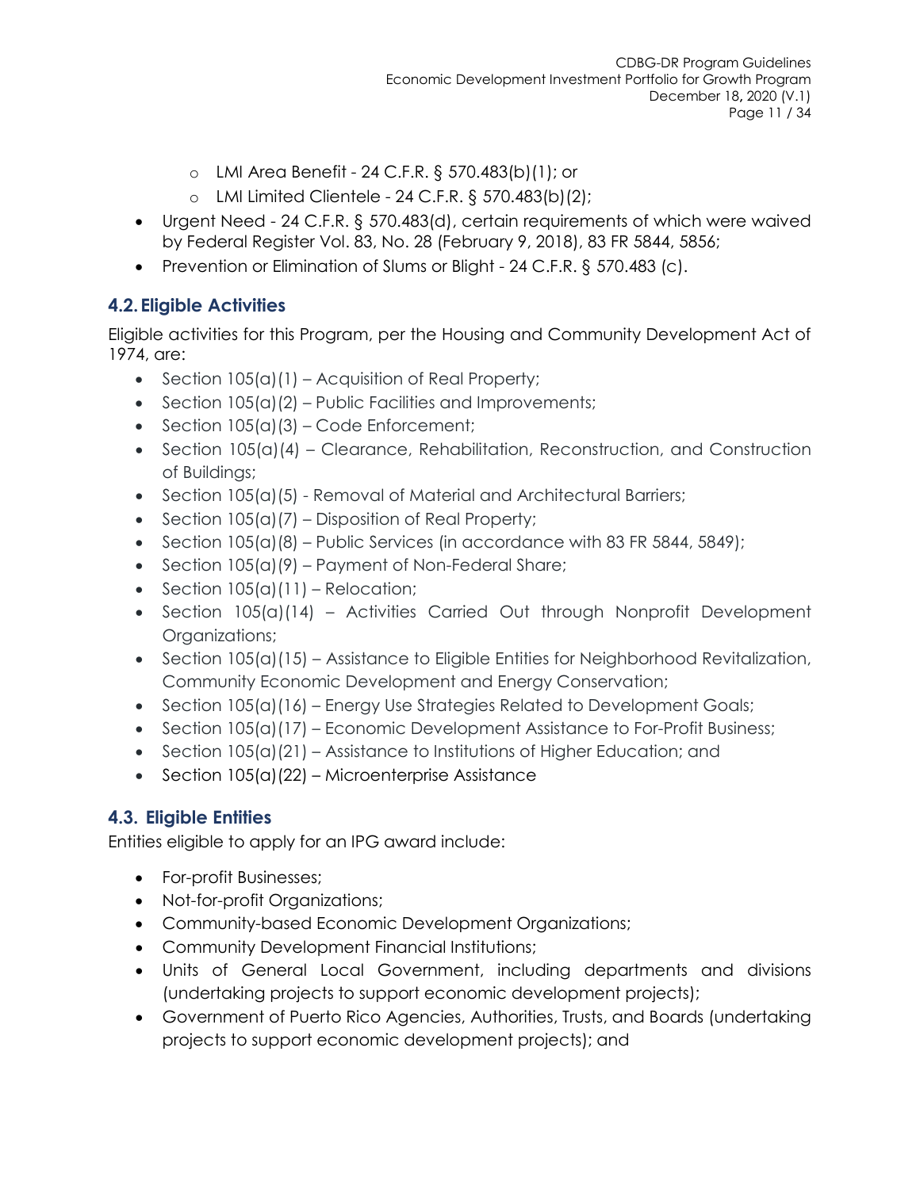- LMI Area Benefit - 24 C.F.R. § 570.483(b)(1); or
    - LMI Limited Clientele - 24 C.F.R. § 570.483(b)(2);
- Urgent Need - 24 C.F.R. § 570.483(d), certain requirements of which were waived by Federal Register Vol. 83, No. 28 (February 9, 2018), 83 FR 5844, 5856;
- Prevention or Elimination of Slums or Blight - 24 C.F.R. § 570.483 (c).

## 4.2. Eligible Activities

Eligible activities for this Program, per the Housing and Community Development Act of 1974, are:

- Section 105(a)(1) – Acquisition of Real Property;
- Section 105(a)(2) – Public Facilities and Improvements;
- Section 105(a)(3) – Code Enforcement;
- Section 105(a)(4) – Clearance, Rehabilitation, Reconstruction, and Construction of Buildings;
- Section 105(a)(5) - Removal of Material and Architectural Barriers;
- Section 105(a)(7) – Disposition of Real Property;
- Section 105(a)(8) – Public Services (in accordance with 83 FR 5844, 5849);
- Section 105(a)(9) – Payment of Non-Federal Share;
- Section 105(a)(11) – Relocation;
- Section 105(a)(14) – Activities Carried Out through Nonprofit Development Organizations;
- Section 105(a)(15) – Assistance to Eligible Entities for Neighborhood Revitalization, Community Economic Development and Energy Conservation;
- Section 105(a)(16) – Energy Use Strategies Related to Development Goals;
- Section 105(a)(17) – Economic Development Assistance to For-Profit Business;
- Section 105(a)(21) – Assistance to Institutions of Higher Education; and
- Section 105(a)(22) – Microenterprise Assistance

## 4.3. Eligible Entities

Entities eligible to apply for an IPG award include:

- For-profit Businesses;
- Not-for-profit Organizations;
- Community-based Economic Development Organizations;
- Community Development Financial Institutions;
- Units of General Local Government, including departments and divisions (undertaking projects to support economic development projects);
- Government of Puerto Rico Agencies, Authorities, Trusts, and Boards (undertaking projects to support economic development projects); and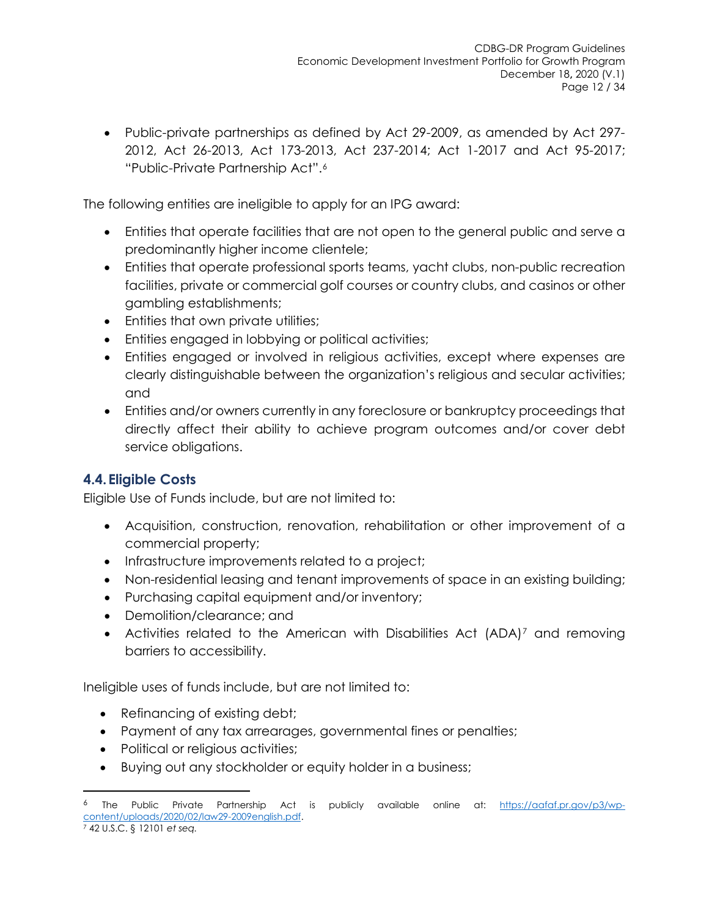- Public-private partnerships as defined by Act 29-2009, as amended by Act 297-2012, Act 26-2013, Act 173-2013, Act 237-2014; Act 1-2017 and Act 95-2017; "Public-Private Partnership Act".[6]

The following entities are ineligible to apply for an IPG award:

- Entities that operate facilities that are not open to the general public and serve a predominantly higher income clientele;
- Entities that operate professional sports teams, yacht clubs, non-public recreation facilities, private or commercial golf courses or country clubs, and casinos or other gambling establishments;
- Entities that own private utilities;
- Entities engaged in lobbying or political activities;
- Entities engaged or involved in religious activities, except where expenses are clearly distinguishable between the organization's religious and secular activities; and
- Entities and/or owners currently in any foreclosure or bankruptcy proceedings that directly affect their ability to achieve program outcomes and/or cover debt service obligations.

## 4.4. Eligible Costs

Eligible Use of Funds include, but are not limited to:

- Acquisition, construction, renovation, rehabilitation or other improvement of a commercial property;
- Infrastructure improvements related to a project;
- Non-residential leasing and tenant improvements of space in an existing building;
- Purchasing capital equipment and/or inventory;
- Demolition/clearance; and
- Activities related to the American with Disabilities Act (ADA)[7] and removing barriers to accessibility.

Ineligible uses of funds include, but are not limited to:

- Refinancing of existing debt;
- Payment of any tax arrearages, governmental fines or penalties;
- Political or religious activities;
- Buying out any stockholder or equity holder in a business;

---

[6] The Public Private Partnership Act is publicly available online at: https://aafaf.pr.gov/p3/wp-content/uploads/2020/02/law29-2009english.pdf.

[7] 42 U.S.C. § 12101 *et seq.*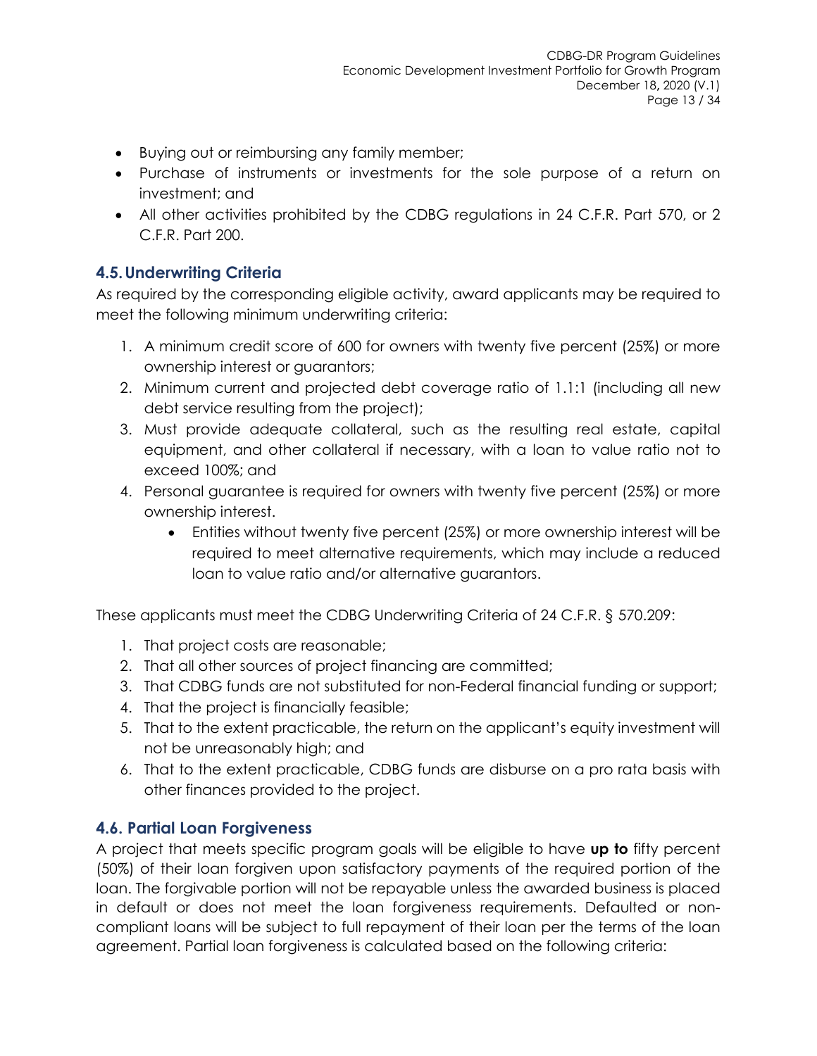- Buying out or reimbursing any family member;
- Purchase of instruments or investments for the sole purpose of a return on investment; and
- All other activities prohibited by the CDBG regulations in 24 C.F.R. Part 570, or 2 C.F.R. Part 200.

## 4.5. Underwriting Criteria

As required by the corresponding eligible activity, award applicants may be required to meet the following minimum underwriting criteria:

1. A minimum credit score of 600 for owners with twenty five percent (25%) or more ownership interest or guarantors;
2. Minimum current and projected debt coverage ratio of 1.1:1 (including all new debt service resulting from the project);
3. Must provide adequate collateral, such as the resulting real estate, capital equipment, and other collateral if necessary, with a loan to value ratio not to exceed 100%; and
4. Personal guarantee is required for owners with twenty five percent (25%) or more ownership interest.
   - Entities without twenty five percent (25%) or more ownership interest will be required to meet alternative requirements, which may include a reduced loan to value ratio and/or alternative guarantors.

These applicants must meet the CDBG Underwriting Criteria of 24 C.F.R. § 570.209:

1. That project costs are reasonable;
2. That all other sources of project financing are committed;
3. That CDBG funds are not substituted for non-Federal financial funding or support;
4. That the project is financially feasible;
5. That to the extent practicable, the return on the applicant's equity investment will not be unreasonably high; and
6. That to the extent practicable, CDBG funds are disburse on a pro rata basis with other finances provided to the project.

## 4.6. Partial Loan Forgiveness

A project that meets specific program goals will be eligible to have **up to** fifty percent (50%) of their loan forgiven upon satisfactory payments of the required portion of the loan. The forgivable portion will not be repayable unless the awarded business is placed in default or does not meet the loan forgiveness requirements. Defaulted or non-compliant loans will be subject to full repayment of their loan per the terms of the loan agreement. Partial loan forgiveness is calculated based on the following criteria: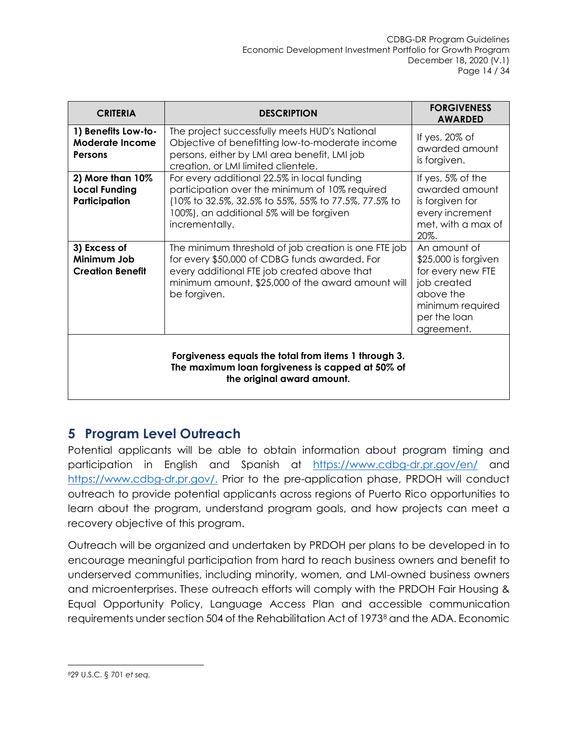| CRITERIA | DESCRIPTION | FORGIVENESS AWARDED |
|---|---|---|
| **1) Benefits Low-to-Moderate Income Persons** | The project successfully meets HUD's National Objective of benefitting low-to-moderate income persons, either by LMI area benefit, LMI job creation, or LMI limited clientele. | If yes, 20% of awarded amount is forgiven. |
| **2) More than 10% Local Funding Participation** | For every additional 22.5% in local funding participation over the minimum of 10% required (10% to 32.5%, 32.5% to 55%, 55% to 77.5%, 77.5% to 100%), an additional 5% will be forgiven incrementally. | If yes, 5% of the awarded amount is forgiven for every increment met, with a max of 20%. |
| **3) Excess of Minimum Job Creation Benefit** | The minimum threshold of job creation is one FTE job for every $50,000 of CDBG funds awarded. For every additional FTE job created above that minimum amount, $25,000 of the award amount will be forgiven. | An amount of $25,000 is forgiven for every new FTE job created above the minimum required per the loan agreement. |
| **Forgiveness equals the total from items 1 through 3. The maximum loan forgiveness is capped at 50% of the original award amount.** | | |

## 5 Program Level Outreach

Potential applicants will be able to obtain information about program timing and participation in English and Spanish at https://www.cdbg-dr.pr.gov/en/ and https://www.cdbg-dr.pr.gov/. Prior to the pre-application phase, PRDOH will conduct outreach to provide potential applicants across regions of Puerto Rico opportunities to learn about the program, understand program goals, and how projects can meet a recovery objective of this program.

Outreach will be organized and undertaken by PRDOH per plans to be developed in to encourage meaningful participation from hard to reach business owners and benefit to underserved communities, including minority, women, and LMI-owned business owners and microenterprises. These outreach efforts will comply with the PRDOH Fair Housing & Equal Opportunity Policy, Language Access Plan and accessible communication requirements under section 504 of the Rehabilitation Act of 1973[8] and the ADA. Economic

[8] 29 U.S.C. § 701 *et seq.*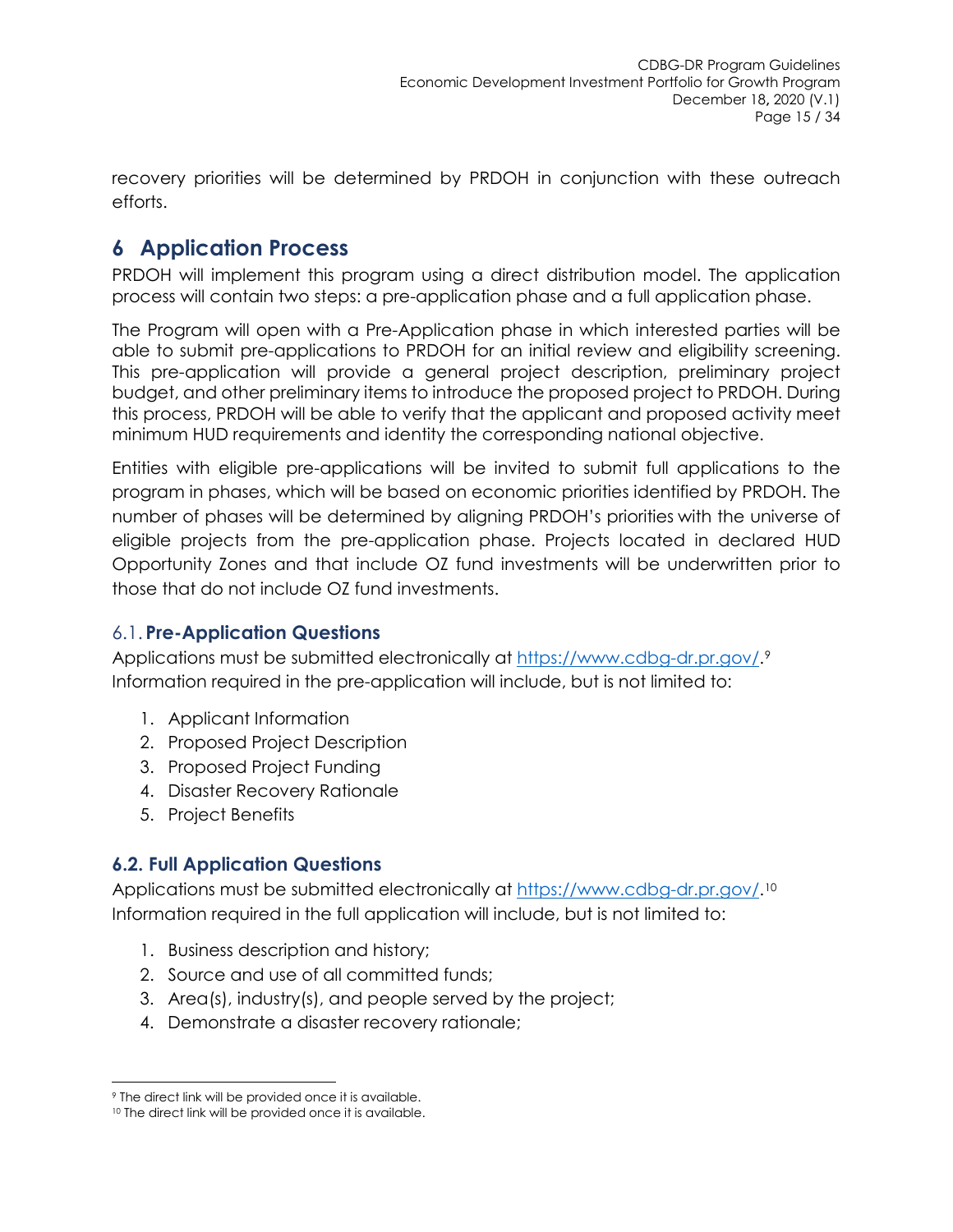recovery priorities will be determined by PRDOH in conjunction with these outreach efforts.

# 6 Application Process

PRDOH will implement this program using a direct distribution model. The application process will contain two steps: a pre-application phase and a full application phase.

The Program will open with a Pre-Application phase in which interested parties will be able to submit pre-applications to PRDOH for an initial review and eligibility screening. This pre-application will provide a general project description, preliminary project budget, and other preliminary items to introduce the proposed project to PRDOH. During this process, PRDOH will be able to verify that the applicant and proposed activity meet minimum HUD requirements and identity the corresponding national objective.

Entities with eligible pre-applications will be invited to submit full applications to the program in phases, which will be based on economic priorities identified by PRDOH. The number of phases will be determined by aligning PRDOH's priorities with the universe of eligible projects from the pre-application phase. Projects located in declared HUD Opportunity Zones and that include OZ fund investments will be underwritten prior to those that do not include OZ fund investments.

## 6.1. Pre-Application Questions

Applications must be submitted electronically at https://www.cdbg-dr.pr.gov/.[9] Information required in the pre-application will include, but is not limited to:

1. Applicant Information
2. Proposed Project Description
3. Proposed Project Funding
4. Disaster Recovery Rationale
5. Project Benefits

## 6.2. Full Application Questions

Applications must be submitted electronically at https://www.cdbg-dr.pr.gov/.[10] Information required in the full application will include, but is not limited to:

1. Business description and history;
2. Source and use of all committed funds;
3. Area(s), industry(s), and people served by the project;
4. Demonstrate a disaster recovery rationale;

[9] The direct link will be provided once it is available.

[10] The direct link will be provided once it is available.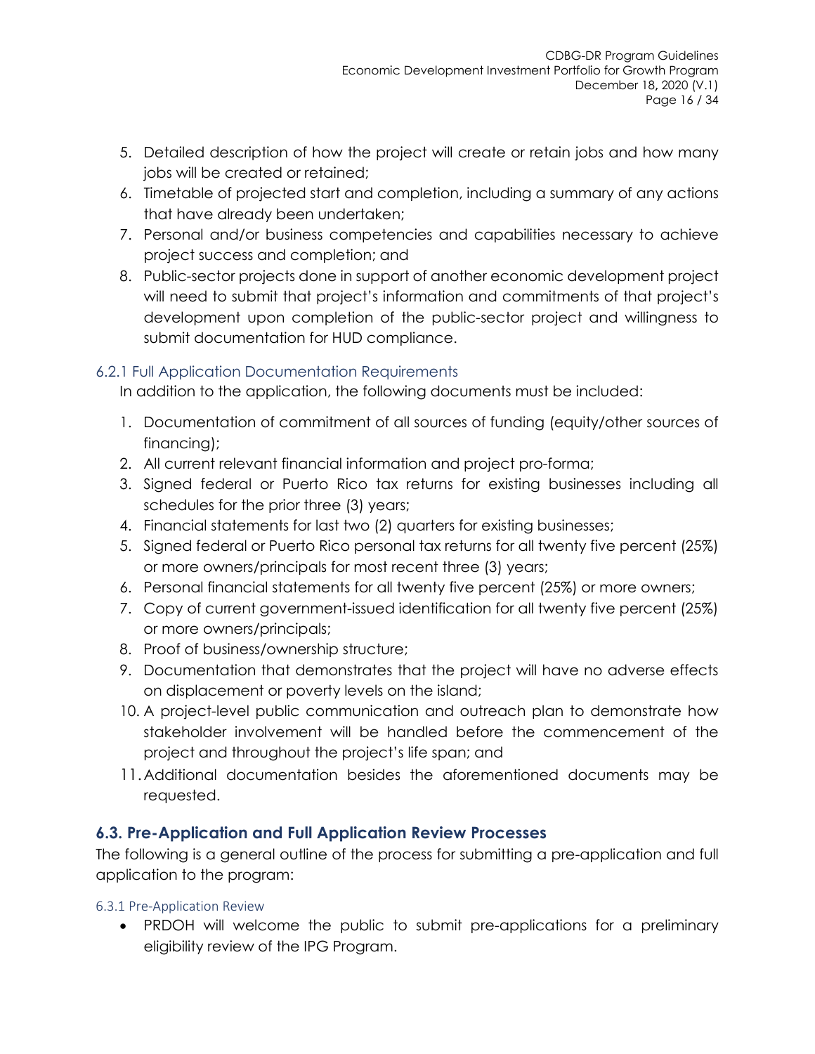5. Detailed description of how the project will create or retain jobs and how many jobs will be created or retained;
6. Timetable of projected start and completion, including a summary of any actions that have already been undertaken;
7. Personal and/or business competencies and capabilities necessary to achieve project success and completion; and
8. Public-sector projects done in support of another economic development project will need to submit that project's information and commitments of that project's development upon completion of the public-sector project and willingness to submit documentation for HUD compliance.

### 6.2.1 Full Application Documentation Requirements

In addition to the application, the following documents must be included:

1. Documentation of commitment of all sources of funding (equity/other sources of financing);
2. All current relevant financial information and project pro-forma;
3. Signed federal or Puerto Rico tax returns for existing businesses including all schedules for the prior three (3) years;
4. Financial statements for last two (2) quarters for existing businesses;
5. Signed federal or Puerto Rico personal tax returns for all twenty five percent (25%) or more owners/principals for most recent three (3) years;
6. Personal financial statements for all twenty five percent (25%) or more owners;
7. Copy of current government-issued identification for all twenty five percent (25%) or more owners/principals;
8. Proof of business/ownership structure;
9. Documentation that demonstrates that the project will have no adverse effects on displacement or poverty levels on the island;
10. A project-level public communication and outreach plan to demonstrate how stakeholder involvement will be handled before the commencement of the project and throughout the project's life span; and
11. Additional documentation besides the aforementioned documents may be requested.

## 6.3. Pre-Application and Full Application Review Processes

The following is a general outline of the process for submitting a pre-application and full application to the program:

#### 6.3.1 Pre-Application Review

- PRDOH will welcome the public to submit pre-applications for a preliminary eligibility review of the IPG Program.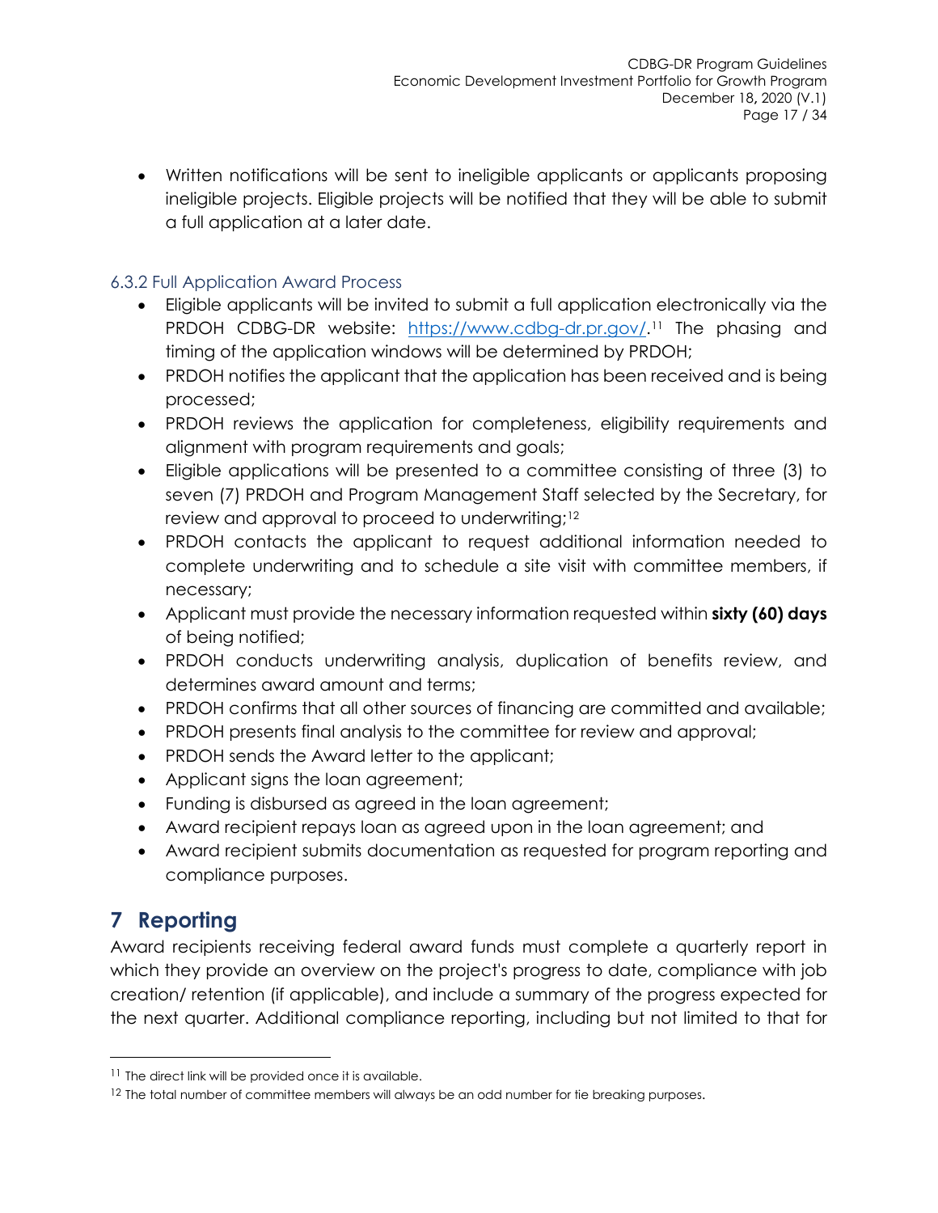- Written notifications will be sent to ineligible applicants or applicants proposing ineligible projects. Eligible projects will be notified that they will be able to submit a full application at a later date.

### 6.3.2 Full Application Award Process

- Eligible applicants will be invited to submit a full application electronically via the PRDOH CDBG-DR website: [https://www.cdbg-dr.pr.gov/](https://www.cdbg-dr.pr.gov/).[11] The phasing and timing of the application windows will be determined by PRDOH;
- PRDOH notifies the applicant that the application has been received and is being processed;
- PRDOH reviews the application for completeness, eligibility requirements and alignment with program requirements and goals;
- Eligible applications will be presented to a committee consisting of three (3) to seven (7) PRDOH and Program Management Staff selected by the Secretary, for review and approval to proceed to underwriting;[12]
- PRDOH contacts the applicant to request additional information needed to complete underwriting and to schedule a site visit with committee members, if necessary;
- Applicant must provide the necessary information requested within **sixty (60) days** of being notified;
- PRDOH conducts underwriting analysis, duplication of benefits review, and determines award amount and terms;
- PRDOH confirms that all other sources of financing are committed and available;
- PRDOH presents final analysis to the committee for review and approval;
- PRDOH sends the Award letter to the applicant;
- Applicant signs the loan agreement;
- Funding is disbursed as agreed in the loan agreement;
- Award recipient repays loan as agreed upon in the loan agreement; and
- Award recipient submits documentation as requested for program reporting and compliance purposes.

# 7 Reporting

Award recipients receiving federal award funds must complete a quarterly report in which they provide an overview on the project's progress to date, compliance with job creation/ retention (if applicable), and include a summary of the progress expected for the next quarter. Additional compliance reporting, including but not limited to that for

---

[11] The direct link will be provided once it is available.

[12] The total number of committee members will always be an odd number for tie breaking purposes.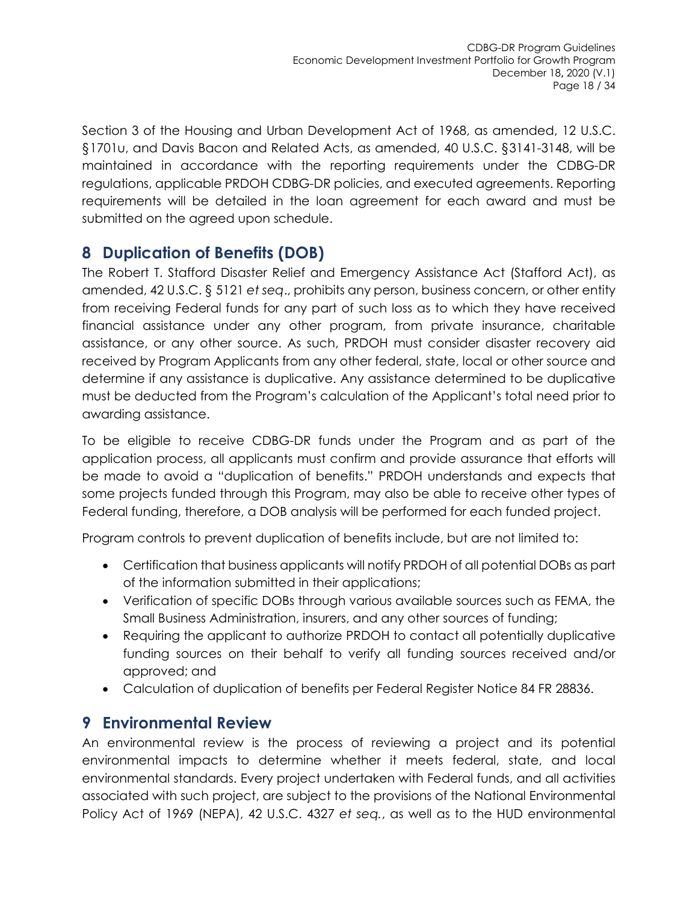Section 3 of the Housing and Urban Development Act of 1968, as amended, 12 U.S.C. §1701u, and Davis Bacon and Related Acts, as amended, 40 U.S.C. §3141-3148, will be maintained in accordance with the reporting requirements under the CDBG-DR regulations, applicable PRDOH CDBG-DR policies, and executed agreements. Reporting requirements will be detailed in the loan agreement for each award and must be submitted on the agreed upon schedule.

## 8 Duplication of Benefits (DOB)

The Robert T. Stafford Disaster Relief and Emergency Assistance Act (Stafford Act), as amended, 42 U.S.C. § 5121 *et seq*., prohibits any person, business concern, or other entity from receiving Federal funds for any part of such loss as to which they have received financial assistance under any other program, from private insurance, charitable assistance, or any other source. As such, PRDOH must consider disaster recovery aid received by Program Applicants from any other federal, state, local or other source and determine if any assistance is duplicative. Any assistance determined to be duplicative must be deducted from the Program's calculation of the Applicant's total need prior to awarding assistance.

To be eligible to receive CDBG-DR funds under the Program and as part of the application process, all applicants must confirm and provide assurance that efforts will be made to avoid a "duplication of benefits." PRDOH understands and expects that some projects funded through this Program, may also be able to receive other types of Federal funding, therefore, a DOB analysis will be performed for each funded project.

Program controls to prevent duplication of benefits include, but are not limited to:

- Certification that business applicants will notify PRDOH of all potential DOBs as part of the information submitted in their applications;
- Verification of specific DOBs through various available sources such as FEMA, the Small Business Administration, insurers, and any other sources of funding;
- Requiring the applicant to authorize PRDOH to contact all potentially duplicative funding sources on their behalf to verify all funding sources received and/or approved; and
- Calculation of duplication of benefits per Federal Register Notice 84 FR 28836.

## 9 Environmental Review

An environmental review is the process of reviewing a project and its potential environmental impacts to determine whether it meets federal, state, and local environmental standards. Every project undertaken with Federal funds, and all activities associated with such project, are subject to the provisions of the National Environmental Policy Act of 1969 (NEPA), 42 U.S.C. 4327 *et seq.*, as well as to the HUD environmental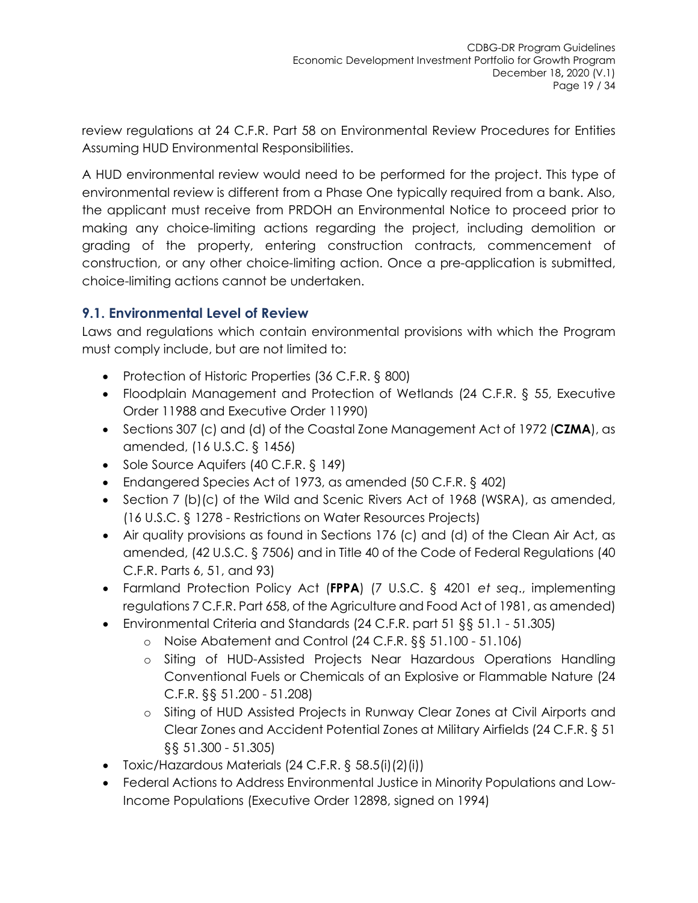review regulations at 24 C.F.R. Part 58 on Environmental Review Procedures for Entities Assuming HUD Environmental Responsibilities.

A HUD environmental review would need to be performed for the project. This type of environmental review is different from a Phase One typically required from a bank. Also, the applicant must receive from PRDOH an Environmental Notice to proceed prior to making any choice-limiting actions regarding the project, including demolition or grading of the property, entering construction contracts, commencement of construction, or any other choice-limiting action. Once a pre-application is submitted, choice-limiting actions cannot be undertaken.

## 9.1. Environmental Level of Review

Laws and regulations which contain environmental provisions with which the Program must comply include, but are not limited to:

- Protection of Historic Properties (36 C.F.R. § 800)
- Floodplain Management and Protection of Wetlands (24 C.F.R. § 55, Executive Order 11988 and Executive Order 11990)
- Sections 307 (c) and (d) of the Coastal Zone Management Act of 1972 (**CZMA**), as amended, (16 U.S.C. § 1456)
- Sole Source Aquifers (40 C.F.R. § 149)
- Endangered Species Act of 1973, as amended (50 C.F.R. § 402)
- Section 7 (b)(c) of the Wild and Scenic Rivers Act of 1968 (WSRA), as amended, (16 U.S.C. § 1278 - Restrictions on Water Resources Projects)
- Air quality provisions as found in Sections 176 (c) and (d) of the Clean Air Act, as amended, (42 U.S.C. § 7506) and in Title 40 of the Code of Federal Regulations (40 C.F.R. Parts 6, 51, and 93)
- Farmland Protection Policy Act (**FPPA**) (7 U.S.C. § 4201 *et seq*., implementing regulations 7 C.F.R. Part 658, of the Agriculture and Food Act of 1981, as amended)
- Environmental Criteria and Standards (24 C.F.R. part 51 §§ 51.1 - 51.305)
  - Noise Abatement and Control (24 C.F.R. §§ 51.100 - 51.106)
  - Siting of HUD-Assisted Projects Near Hazardous Operations Handling Conventional Fuels or Chemicals of an Explosive or Flammable Nature (24 C.F.R. §§ 51.200 - 51.208)
  - Siting of HUD Assisted Projects in Runway Clear Zones at Civil Airports and Clear Zones and Accident Potential Zones at Military Airfields (24 C.F.R. § 51 §§ 51.300 - 51.305)
- Toxic/Hazardous Materials (24 C.F.R. § 58.5(i)(2)(i))
- Federal Actions to Address Environmental Justice in Minority Populations and Low-Income Populations (Executive Order 12898, signed on 1994)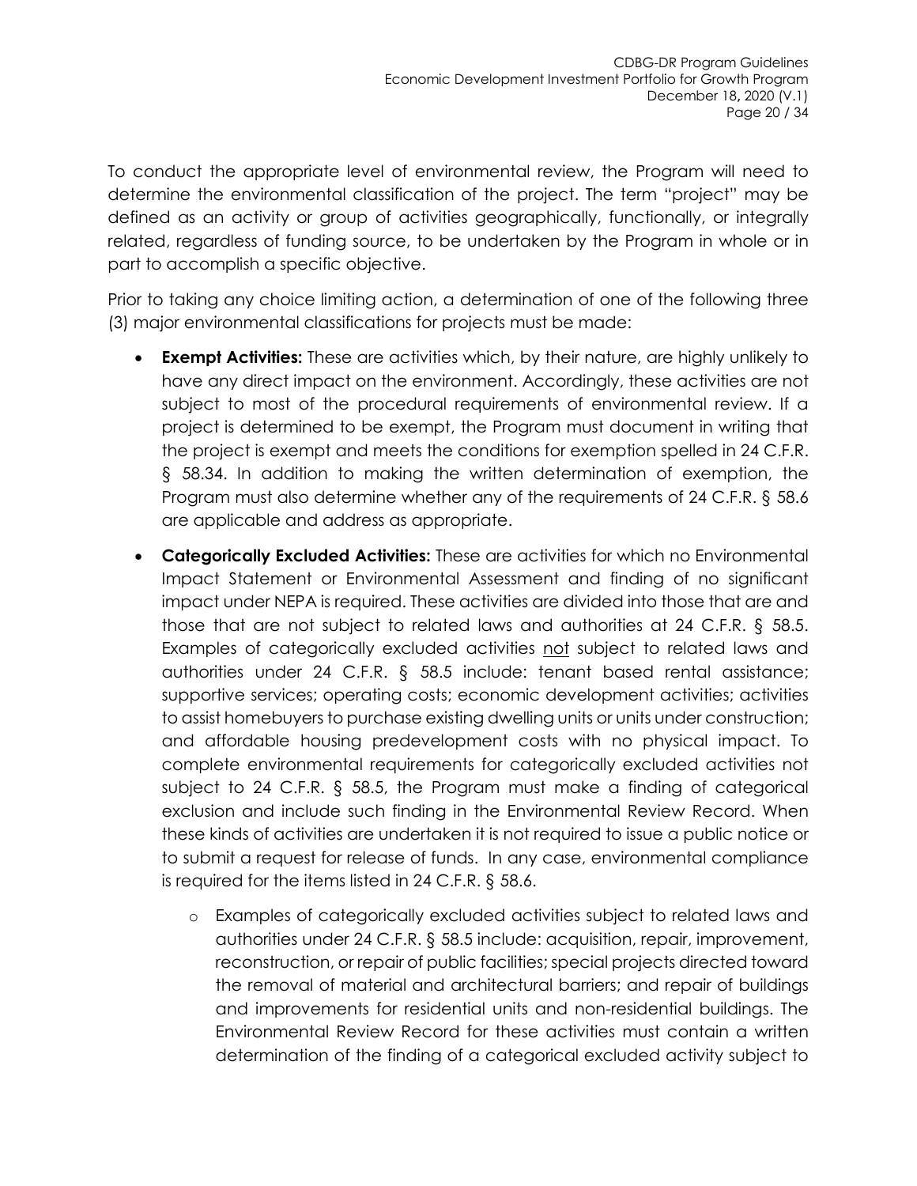To conduct the appropriate level of environmental review, the Program will need to determine the environmental classification of the project. The term "project" may be defined as an activity or group of activities geographically, functionally, or integrally related, regardless of funding source, to be undertaken by the Program in whole or in part to accomplish a specific objective.

Prior to taking any choice limiting action, a determination of one of the following three (3) major environmental classifications for projects must be made:

- **Exempt Activities:** These are activities which, by their nature, are highly unlikely to have any direct impact on the environment. Accordingly, these activities are not subject to most of the procedural requirements of environmental review. If a project is determined to be exempt, the Program must document in writing that the project is exempt and meets the conditions for exemption spelled in 24 C.F.R. § 58.34. In addition to making the written determination of exemption, the Program must also determine whether any of the requirements of 24 C.F.R. § 58.6 are applicable and address as appropriate.
- **Categorically Excluded Activities:** These are activities for which no Environmental Impact Statement or Environmental Assessment and finding of no significant impact under NEPA is required. These activities are divided into those that are and those that are not subject to related laws and authorities at 24 C.F.R. § 58.5. Examples of categorically excluded activities <u>not</u> subject to related laws and authorities under 24 C.F.R. § 58.5 include: tenant based rental assistance; supportive services; operating costs; economic development activities; activities to assist homebuyers to purchase existing dwelling units or units under construction; and affordable housing predevelopment costs with no physical impact. To complete environmental requirements for categorically excluded activities not subject to 24 C.F.R. § 58.5, the Program must make a finding of categorical exclusion and include such finding in the Environmental Review Record. When these kinds of activities are undertaken it is not required to issue a public notice or to submit a request for release of funds. In any case, environmental compliance is required for the items listed in 24 C.F.R. § 58.6.
  - Examples of categorically excluded activities subject to related laws and authorities under 24 C.F.R. § 58.5 include: acquisition, repair, improvement, reconstruction, or repair of public facilities; special projects directed toward the removal of material and architectural barriers; and repair of buildings and improvements for residential units and non-residential buildings. The Environmental Review Record for these activities must contain a written determination of the finding of a categorical excluded activity subject to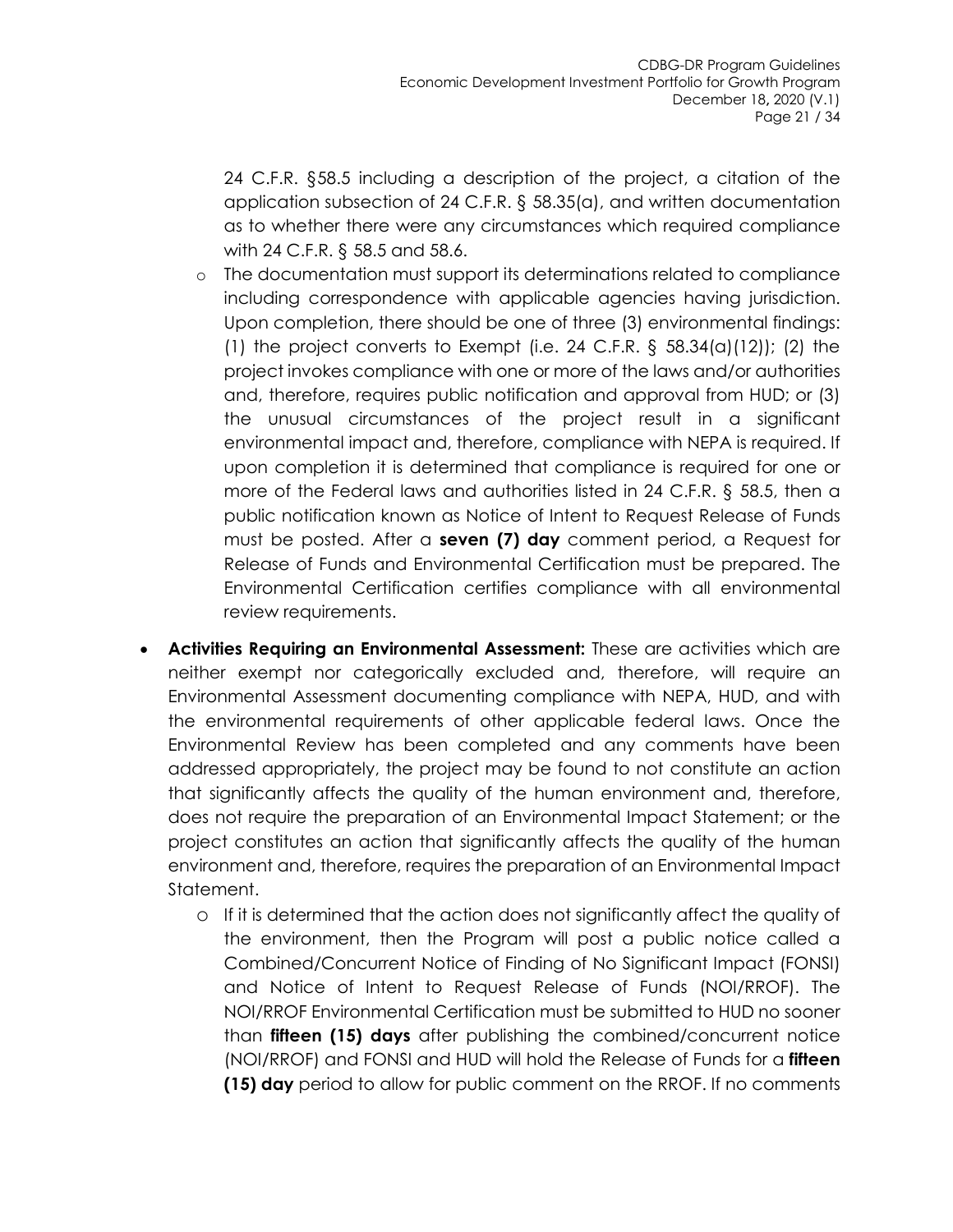24 C.F.R. §58.5 including a description of the project, a citation of the application subsection of 24 C.F.R. § 58.35(a), and written documentation as to whether there were any circumstances which required compliance with 24 C.F.R. § 58.5 and 58.6.

- The documentation must support its determinations related to compliance including correspondence with applicable agencies having jurisdiction. Upon completion, there should be one of three (3) environmental findings: (1) the project converts to Exempt (i.e. 24 C.F.R. § 58.34(a)(12)); (2) the project invokes compliance with one or more of the laws and/or authorities and, therefore, requires public notification and approval from HUD; or (3) the unusual circumstances of the project result in a significant environmental impact and, therefore, compliance with NEPA is required. If upon completion it is determined that compliance is required for one or more of the Federal laws and authorities listed in 24 C.F.R. § 58.5, then a public notification known as Notice of Intent to Request Release of Funds must be posted. After a **seven (7) day** comment period, a Request for Release of Funds and Environmental Certification must be prepared. The Environmental Certification certifies compliance with all environmental review requirements.

- **Activities Requiring an Environmental Assessment:** These are activities which are neither exempt nor categorically excluded and, therefore, will require an Environmental Assessment documenting compliance with NEPA, HUD, and with the environmental requirements of other applicable federal laws. Once the Environmental Review has been completed and any comments have been addressed appropriately, the project may be found to not constitute an action that significantly affects the quality of the human environment and, therefore, does not require the preparation of an Environmental Impact Statement; or the project constitutes an action that significantly affects the quality of the human environment and, therefore, requires the preparation of an Environmental Impact Statement.
  - If it is determined that the action does not significantly affect the quality of the environment, then the Program will post a public notice called a Combined/Concurrent Notice of Finding of No Significant Impact (FONSI) and Notice of Intent to Request Release of Funds (NOI/RROF). The NOI/RROF Environmental Certification must be submitted to HUD no sooner than **fifteen (15) days** after publishing the combined/concurrent notice (NOI/RROF) and FONSI and HUD will hold the Release of Funds for a **fifteen (15) day** period to allow for public comment on the RROF. If no comments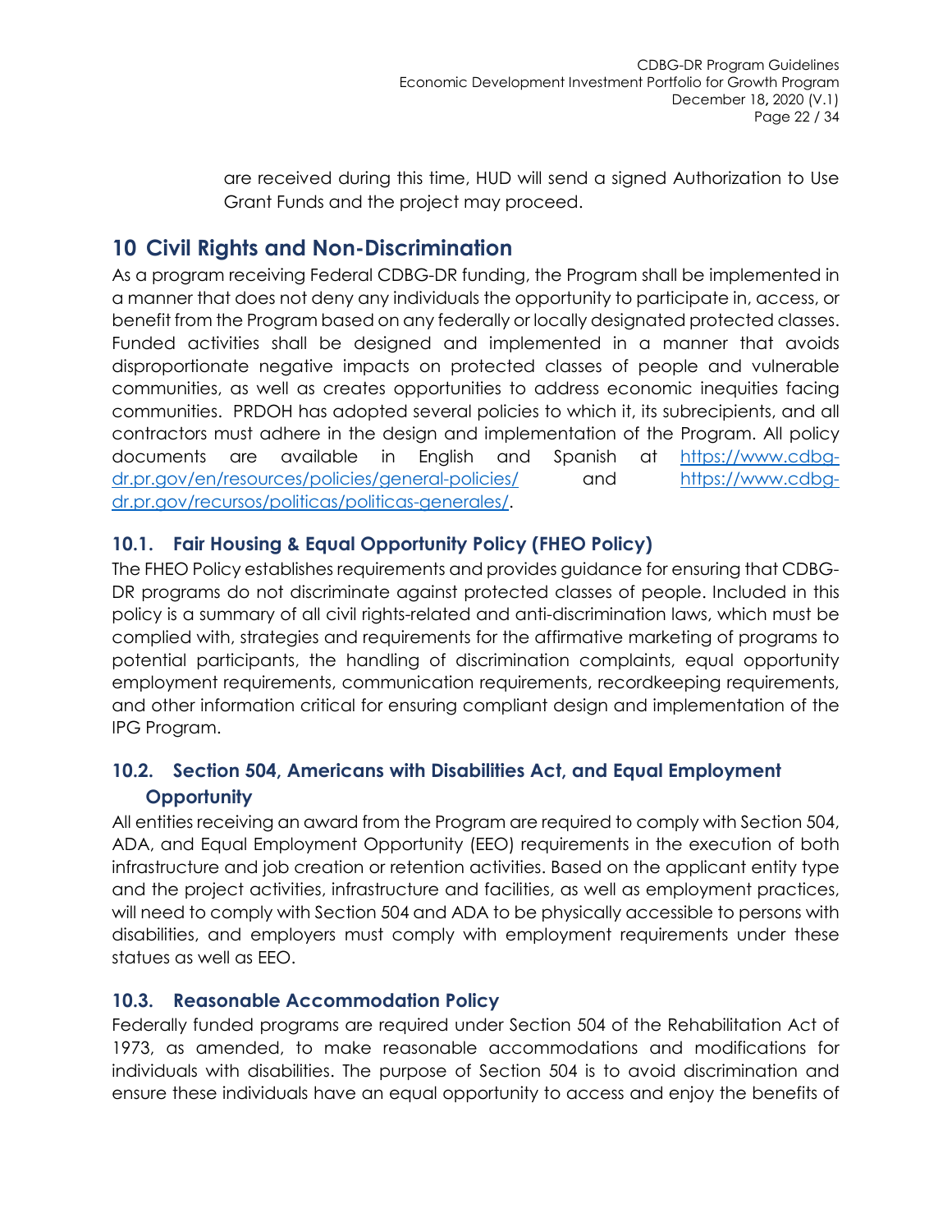are received during this time, HUD will send a signed Authorization to Use Grant Funds and the project may proceed.

# 10 Civil Rights and Non-Discrimination

As a program receiving Federal CDBG-DR funding, the Program shall be implemented in a manner that does not deny any individuals the opportunity to participate in, access, or benefit from the Program based on any federally or locally designated protected classes. Funded activities shall be designed and implemented in a manner that avoids disproportionate negative impacts on protected classes of people and vulnerable communities, as well as creates opportunities to address economic inequities facing communities. PRDOH has adopted several policies to which it, its subrecipients, and all contractors must adhere in the design and implementation of the Program. All policy documents are available in English and Spanish at https://www.cdbg-dr.pr.gov/en/resources/policies/general-policies/ and https://www.cdbg-dr.pr.gov/recursos/politicas/politicas-generales/.

## 10.1. Fair Housing & Equal Opportunity Policy (FHEO Policy)

The FHEO Policy establishes requirements and provides guidance for ensuring that CDBG-DR programs do not discriminate against protected classes of people. Included in this policy is a summary of all civil rights-related and anti-discrimination laws, which must be complied with, strategies and requirements for the affirmative marketing of programs to potential participants, the handling of discrimination complaints, equal opportunity employment requirements, communication requirements, recordkeeping requirements, and other information critical for ensuring compliant design and implementation of the IPG Program.

## 10.2. Section 504, Americans with Disabilities Act, and Equal Employment Opportunity

All entities receiving an award from the Program are required to comply with Section 504, ADA, and Equal Employment Opportunity (EEO) requirements in the execution of both infrastructure and job creation or retention activities. Based on the applicant entity type and the project activities, infrastructure and facilities, as well as employment practices, will need to comply with Section 504 and ADA to be physically accessible to persons with disabilities, and employers must comply with employment requirements under these statues as well as EEO.

## 10.3. Reasonable Accommodation Policy

Federally funded programs are required under Section 504 of the Rehabilitation Act of 1973, as amended, to make reasonable accommodations and modifications for individuals with disabilities. The purpose of Section 504 is to avoid discrimination and ensure these individuals have an equal opportunity to access and enjoy the benefits of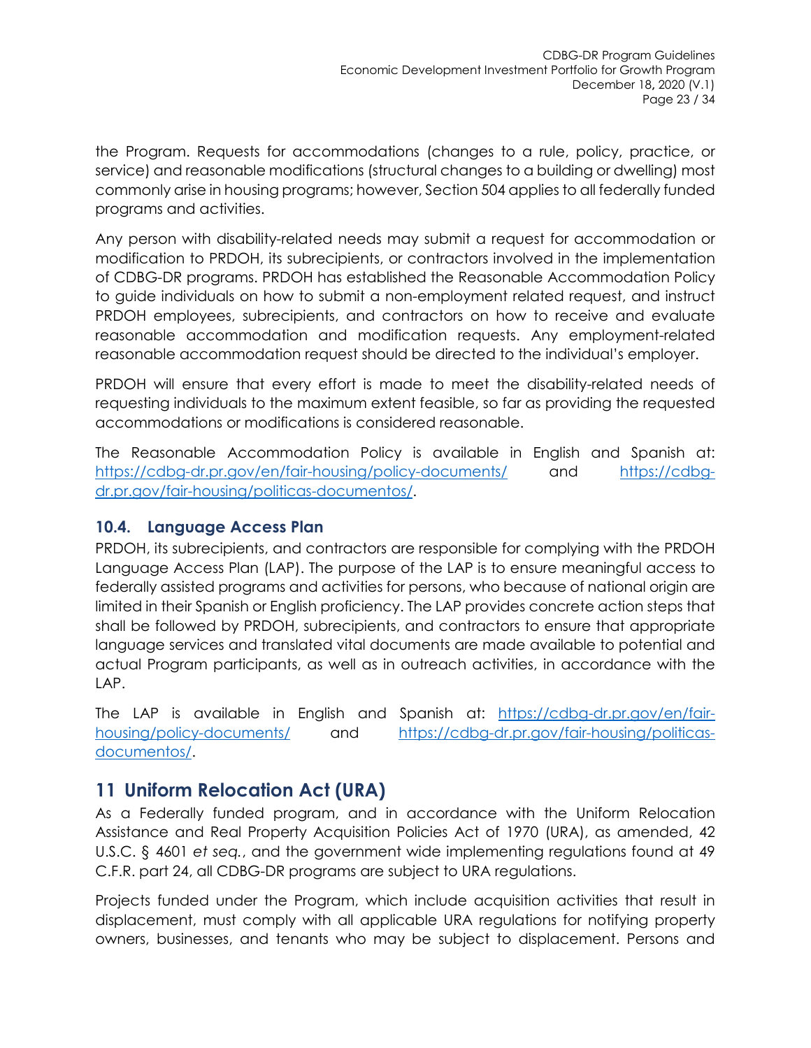the Program. Requests for accommodations (changes to a rule, policy, practice, or service) and reasonable modifications (structural changes to a building or dwelling) most commonly arise in housing programs; however, Section 504 applies to all federally funded programs and activities.

Any person with disability-related needs may submit a request for accommodation or modification to PRDOH, its subrecipients, or contractors involved in the implementation of CDBG-DR programs. PRDOH has established the Reasonable Accommodation Policy to guide individuals on how to submit a non-employment related request, and instruct PRDOH employees, subrecipients, and contractors on how to receive and evaluate reasonable accommodation and modification requests. Any employment-related reasonable accommodation request should be directed to the individual's employer.

PRDOH will ensure that every effort is made to meet the disability-related needs of requesting individuals to the maximum extent feasible, so far as providing the requested accommodations or modifications is considered reasonable.

The Reasonable Accommodation Policy is available in English and Spanish at: https://cdbg-dr.pr.gov/en/fair-housing/policy-documents/ and https://cdbg-dr.pr.gov/fair-housing/politicas-documentos/.

### 10.4. Language Access Plan

PRDOH, its subrecipients, and contractors are responsible for complying with the PRDOH Language Access Plan (LAP). The purpose of the LAP is to ensure meaningful access to federally assisted programs and activities for persons, who because of national origin are limited in their Spanish or English proficiency. The LAP provides concrete action steps that shall be followed by PRDOH, subrecipients, and contractors to ensure that appropriate language services and translated vital documents are made available to potential and actual Program participants, as well as in outreach activities, in accordance with the LAP.

The LAP is available in English and Spanish at: https://cdbg-dr.pr.gov/en/fair-housing/policy-documents/ and https://cdbg-dr.pr.gov/fair-housing/politicas-documentos/.

## 11 Uniform Relocation Act (URA)

As a Federally funded program, and in accordance with the Uniform Relocation Assistance and Real Property Acquisition Policies Act of 1970 (URA), as amended, 42 U.S.C. § 4601 *et seq.*, and the government wide implementing regulations found at 49 C.F.R. part 24, all CDBG-DR programs are subject to URA regulations.

Projects funded under the Program, which include acquisition activities that result in displacement, must comply with all applicable URA regulations for notifying property owners, businesses, and tenants who may be subject to displacement. Persons and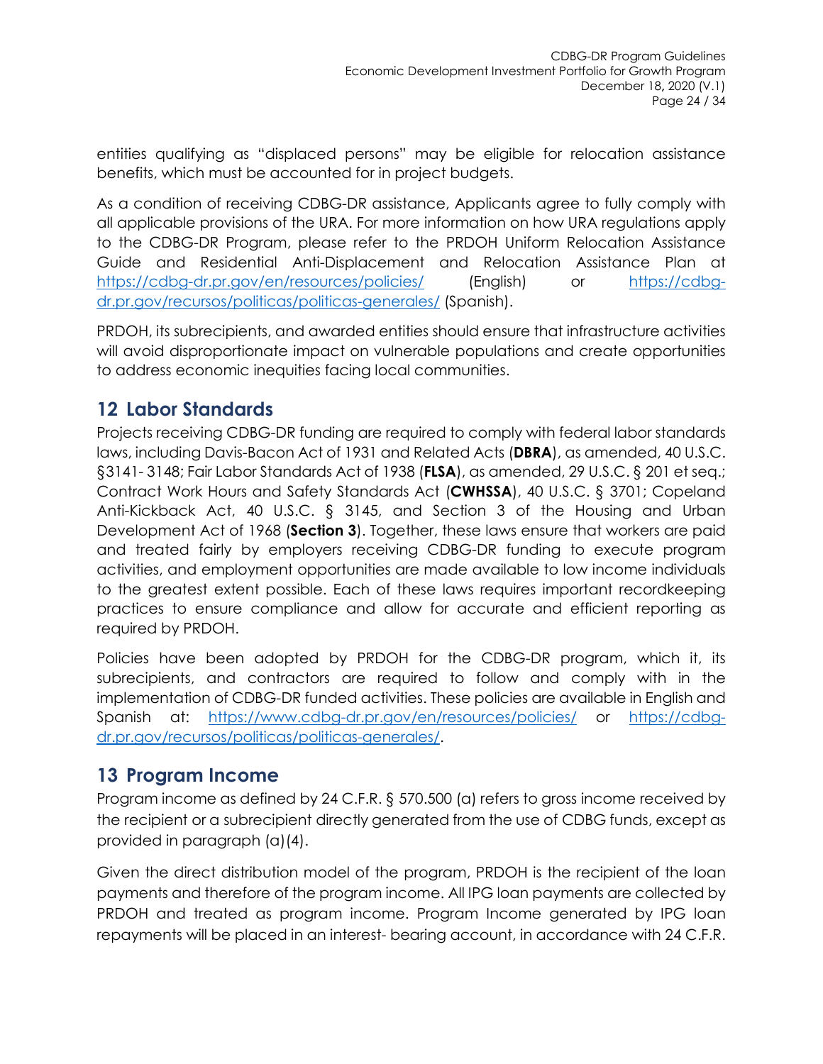entities qualifying as "displaced persons" may be eligible for relocation assistance benefits, which must be accounted for in project budgets.

As a condition of receiving CDBG-DR assistance, Applicants agree to fully comply with all applicable provisions of the URA. For more information on how URA regulations apply to the CDBG-DR Program, please refer to the PRDOH Uniform Relocation Assistance Guide and Residential Anti-Displacement and Relocation Assistance Plan at https://cdbg-dr.pr.gov/en/resources/policies/ (English) or https://cdbg-dr.pr.gov/recursos/politicas/politicas-generales/ (Spanish).

PRDOH, its subrecipients, and awarded entities should ensure that infrastructure activities will avoid disproportionate impact on vulnerable populations and create opportunities to address economic inequities facing local communities.

## 12 Labor Standards

Projects receiving CDBG-DR funding are required to comply with federal labor standards laws, including Davis-Bacon Act of 1931 and Related Acts (**DBRA**), as amended, 40 U.S.C. §3141- 3148; Fair Labor Standards Act of 1938 (**FLSA**), as amended, 29 U.S.C. § 201 et seq.; Contract Work Hours and Safety Standards Act (**CWHSSA**), 40 U.S.C. § 3701; Copeland Anti-Kickback Act, 40 U.S.C. § 3145, and Section 3 of the Housing and Urban Development Act of 1968 (**Section 3**). Together, these laws ensure that workers are paid and treated fairly by employers receiving CDBG-DR funding to execute program activities, and employment opportunities are made available to low income individuals to the greatest extent possible. Each of these laws requires important recordkeeping practices to ensure compliance and allow for accurate and efficient reporting as required by PRDOH.

Policies have been adopted by PRDOH for the CDBG-DR program, which it, its subrecipients, and contractors are required to follow and comply with in the implementation of CDBG-DR funded activities. These policies are available in English and Spanish at: https://www.cdbg-dr.pr.gov/en/resources/policies/ or https://cdbg-dr.pr.gov/recursos/politicas/politicas-generales/.

## 13 Program Income

Program income as defined by 24 C.F.R. § 570.500 (a) refers to gross income received by the recipient or a subrecipient directly generated from the use of CDBG funds, except as provided in paragraph (a)(4).

Given the direct distribution model of the program, PRDOH is the recipient of the loan payments and therefore of the program income. All IPG loan payments are collected by PRDOH and treated as program income. Program Income generated by IPG loan repayments will be placed in an interest- bearing account, in accordance with 24 C.F.R.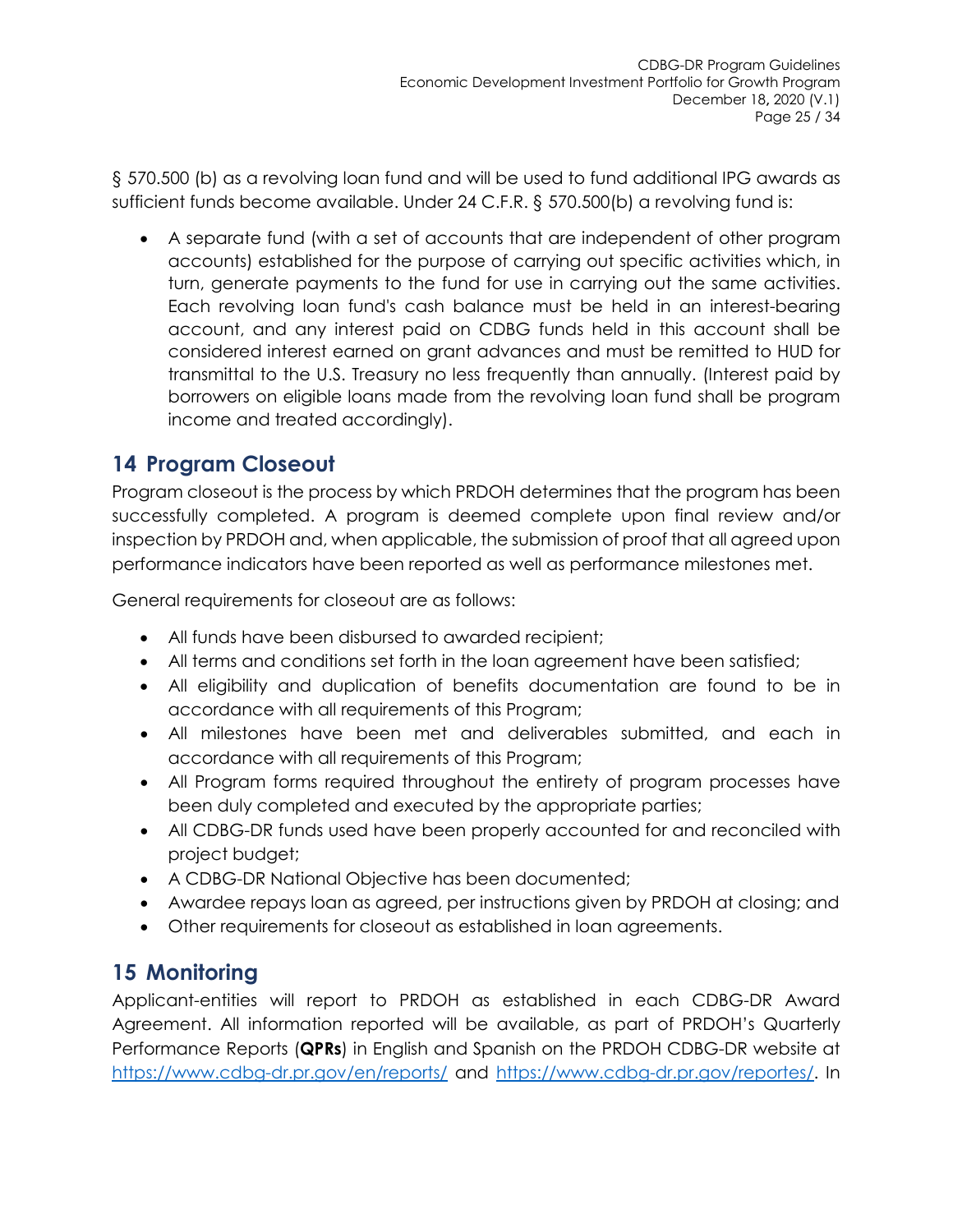§ 570.500 (b) as a revolving loan fund and will be used to fund additional IPG awards as sufficient funds become available. Under 24 C.F.R. § 570.500(b) a revolving fund is:

- A separate fund (with a set of accounts that are independent of other program accounts) established for the purpose of carrying out specific activities which, in turn, generate payments to the fund for use in carrying out the same activities. Each revolving loan fund's cash balance must be held in an interest-bearing account, and any interest paid on CDBG funds held in this account shall be considered interest earned on grant advances and must be remitted to HUD for transmittal to the U.S. Treasury no less frequently than annually. (Interest paid by borrowers on eligible loans made from the revolving loan fund shall be program income and treated accordingly).

## 14 Program Closeout

Program closeout is the process by which PRDOH determines that the program has been successfully completed. A program is deemed complete upon final review and/or inspection by PRDOH and, when applicable, the submission of proof that all agreed upon performance indicators have been reported as well as performance milestones met.

General requirements for closeout are as follows:

- All funds have been disbursed to awarded recipient;
- All terms and conditions set forth in the loan agreement have been satisfied;
- All eligibility and duplication of benefits documentation are found to be in accordance with all requirements of this Program;
- All milestones have been met and deliverables submitted, and each in accordance with all requirements of this Program;
- All Program forms required throughout the entirety of program processes have been duly completed and executed by the appropriate parties;
- All CDBG-DR funds used have been properly accounted for and reconciled with project budget;
- A CDBG-DR National Objective has been documented;
- Awardee repays loan as agreed, per instructions given by PRDOH at closing; and
- Other requirements for closeout as established in loan agreements.

## 15 Monitoring

Applicant-entities will report to PRDOH as established in each CDBG-DR Award Agreement. All information reported will be available, as part of PRDOH's Quarterly Performance Reports (**QPRs**) in English and Spanish on the PRDOH CDBG-DR website at https://www.cdbg-dr.pr.gov/en/reports/ and https://www.cdbg-dr.pr.gov/reportes/. In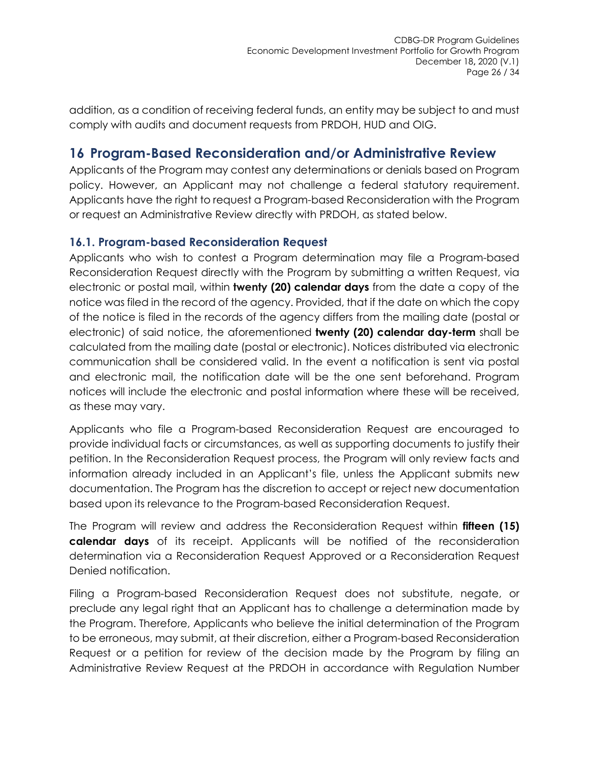addition, as a condition of receiving federal funds, an entity may be subject to and must comply with audits and document requests from PRDOH, HUD and OIG.

# 16 Program-Based Reconsideration and/or Administrative Review

Applicants of the Program may contest any determinations or denials based on Program policy. However, an Applicant may not challenge a federal statutory requirement. Applicants have the right to request a Program-based Reconsideration with the Program or request an Administrative Review directly with PRDOH, as stated below.

## 16.1. Program-based Reconsideration Request

Applicants who wish to contest a Program determination may file a Program-based Reconsideration Request directly with the Program by submitting a written Request, via electronic or postal mail, within **twenty (20) calendar days** from the date a copy of the notice was filed in the record of the agency. Provided, that if the date on which the copy of the notice is filed in the records of the agency differs from the mailing date (postal or electronic) of said notice, the aforementioned **twenty (20) calendar day-term** shall be calculated from the mailing date (postal or electronic). Notices distributed via electronic communication shall be considered valid. In the event a notification is sent via postal and electronic mail, the notification date will be the one sent beforehand. Program notices will include the electronic and postal information where these will be received, as these may vary.

Applicants who file a Program-based Reconsideration Request are encouraged to provide individual facts or circumstances, as well as supporting documents to justify their petition. In the Reconsideration Request process, the Program will only review facts and information already included in an Applicant's file, unless the Applicant submits new documentation. The Program has the discretion to accept or reject new documentation based upon its relevance to the Program-based Reconsideration Request.

The Program will review and address the Reconsideration Request within **fifteen (15) calendar days** of its receipt. Applicants will be notified of the reconsideration determination via a Reconsideration Request Approved or a Reconsideration Request Denied notification.

Filing a Program-based Reconsideration Request does not substitute, negate, or preclude any legal right that an Applicant has to challenge a determination made by the Program. Therefore, Applicants who believe the initial determination of the Program to be erroneous, may submit, at their discretion, either a Program-based Reconsideration Request or a petition for review of the decision made by the Program by filing an Administrative Review Request at the PRDOH in accordance with Regulation Number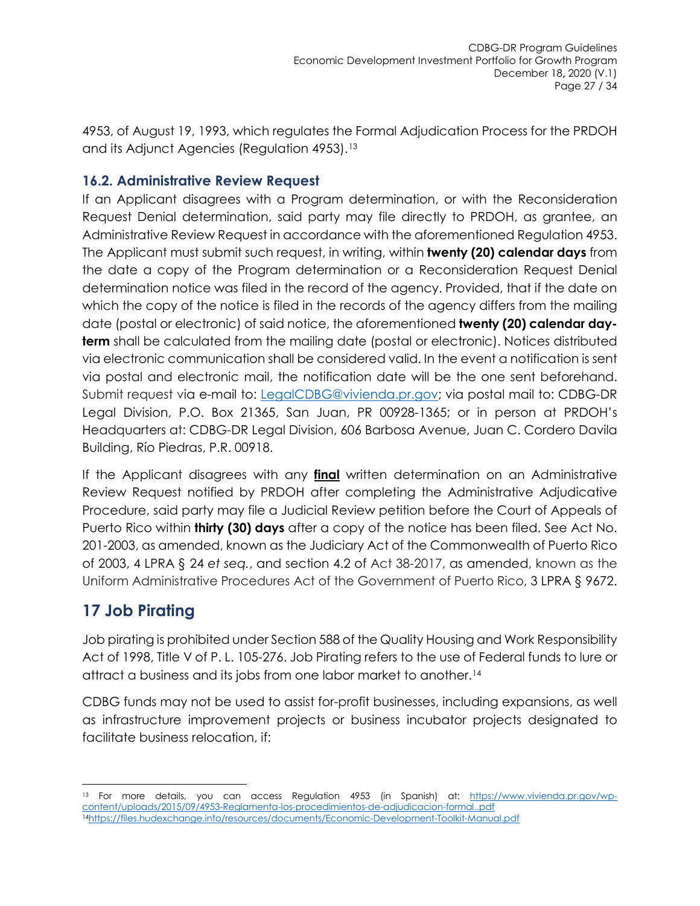4953, of August 19, 1993, which regulates the Formal Adjudication Process for the PRDOH and its Adjunct Agencies (Regulation 4953).[13]

### 16.2. Administrative Review Request

If an Applicant disagrees with a Program determination, or with the Reconsideration Request Denial determination, said party may file directly to PRDOH, as grantee, an Administrative Review Request in accordance with the aforementioned Regulation 4953. The Applicant must submit such request, in writing, within **twenty (20) calendar days** from the date a copy of the Program determination or a Reconsideration Request Denial determination notice was filed in the record of the agency. Provided, that if the date on which the copy of the notice is filed in the records of the agency differs from the mailing date (postal or electronic) of said notice, the aforementioned **twenty (20) calendar day-term** shall be calculated from the mailing date (postal or electronic). Notices distributed via electronic communication shall be considered valid. In the event a notification is sent via postal and electronic mail, the notification date will be the one sent beforehand. Submit request via e-mail to: [LegalCDBG@vivienda.pr.gov](mailto:LegalCDBG@vivienda.pr.gov); via postal mail to: CDBG-DR Legal Division, P.O. Box 21365, San Juan, PR 00928-1365; or in person at PRDOH's Headquarters at: CDBG-DR Legal Division, 606 Barbosa Avenue, Juan C. Cordero Davila Building, Río Piedras, P.R. 00918.

If the Applicant disagrees with any **final** written determination on an Administrative Review Request notified by PRDOH after completing the Administrative Adjudicative Procedure, said party may file a Judicial Review petition before the Court of Appeals of Puerto Rico within **thirty (30) days** after a copy of the notice has been filed. See Act No. 201-2003, as amended, known as the Judiciary Act of the Commonwealth of Puerto Rico of 2003, 4 LPRA § 24 *et seq.*, and section 4.2 of Act 38-2017, as amended, known as the Uniform Administrative Procedures Act of the Government of Puerto Rico, 3 LPRA § 9672.

## 17 Job Pirating

Job pirating is prohibited under Section 588 of the Quality Housing and Work Responsibility Act of 1998, Title V of P. L. 105-276. Job Pirating refers to the use of Federal funds to lure or attract a business and its jobs from one labor market to another.[14]

CDBG funds may not be used to assist for-profit businesses, including expansions, as well as infrastructure improvement projects or business incubator projects designated to facilitate business relocation, if:

---

[13] For more details, you can access Regulation 4953 (in Spanish) at: https://www.vivienda.pr.gov/wp-content/uploads/2015/09/4953-Reglamenta-los-procedimientos-de-adjudicacion-formal..pdf

[14] https://files.hudexchange.info/resources/documents/Economic-Development-Toolkit-Manual.pdf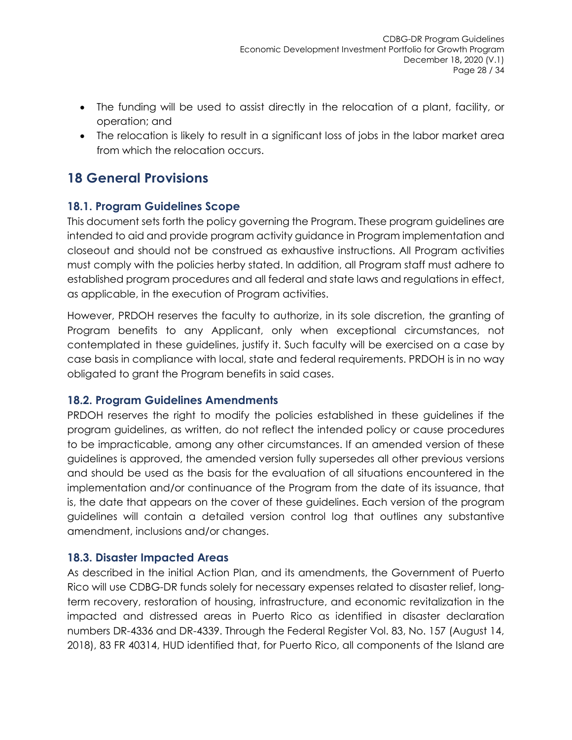- The funding will be used to assist directly in the relocation of a plant, facility, or operation; and
- The relocation is likely to result in a significant loss of jobs in the labor market area from which the relocation occurs.

# 18 General Provisions

## 18.1. Program Guidelines Scope

This document sets forth the policy governing the Program. These program guidelines are intended to aid and provide program activity guidance in Program implementation and closeout and should not be construed as exhaustive instructions. All Program activities must comply with the policies herby stated. In addition, all Program staff must adhere to established program procedures and all federal and state laws and regulations in effect, as applicable, in the execution of Program activities.

However, PRDOH reserves the faculty to authorize, in its sole discretion, the granting of Program benefits to any Applicant, only when exceptional circumstances, not contemplated in these guidelines, justify it. Such faculty will be exercised on a case by case basis in compliance with local, state and federal requirements. PRDOH is in no way obligated to grant the Program benefits in said cases.

## 18.2. Program Guidelines Amendments

PRDOH reserves the right to modify the policies established in these guidelines if the program guidelines, as written, do not reflect the intended policy or cause procedures to be impracticable, among any other circumstances. If an amended version of these guidelines is approved, the amended version fully supersedes all other previous versions and should be used as the basis for the evaluation of all situations encountered in the implementation and/or continuance of the Program from the date of its issuance, that is, the date that appears on the cover of these guidelines. Each version of the program guidelines will contain a detailed version control log that outlines any substantive amendment, inclusions and/or changes.

## 18.3. Disaster Impacted Areas

As described in the initial Action Plan, and its amendments, the Government of Puerto Rico will use CDBG-DR funds solely for necessary expenses related to disaster relief, long-term recovery, restoration of housing, infrastructure, and economic revitalization in the impacted and distressed areas in Puerto Rico as identified in disaster declaration numbers DR-4336 and DR-4339. Through the Federal Register Vol. 83, No. 157 (August 14, 2018), 83 FR 40314, HUD identified that, for Puerto Rico, all components of the Island are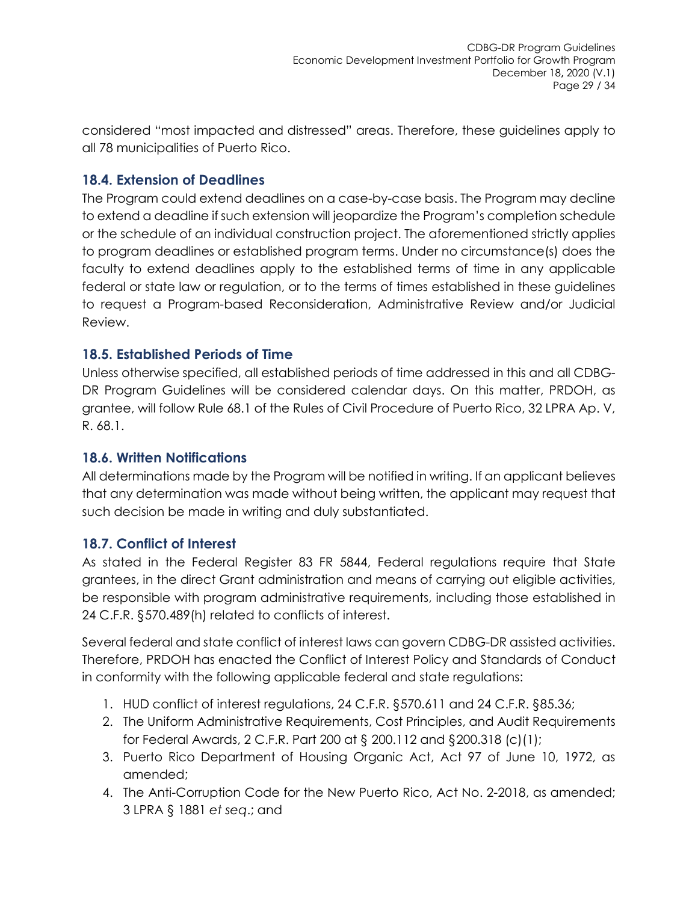considered "most impacted and distressed" areas. Therefore, these guidelines apply to all 78 municipalities of Puerto Rico.

## 18.4. Extension of Deadlines

The Program could extend deadlines on a case-by-case basis. The Program may decline to extend a deadline if such extension will jeopardize the Program's completion schedule or the schedule of an individual construction project. The aforementioned strictly applies to program deadlines or established program terms. Under no circumstance(s) does the faculty to extend deadlines apply to the established terms of time in any applicable federal or state law or regulation, or to the terms of times established in these guidelines to request a Program-based Reconsideration, Administrative Review and/or Judicial Review.

## 18.5. Established Periods of Time

Unless otherwise specified, all established periods of time addressed in this and all CDBG-DR Program Guidelines will be considered calendar days. On this matter, PRDOH, as grantee, will follow Rule 68.1 of the Rules of Civil Procedure of Puerto Rico, 32 LPRA Ap. V, R. 68.1.

## 18.6. Written Notifications

All determinations made by the Program will be notified in writing. If an applicant believes that any determination was made without being written, the applicant may request that such decision be made in writing and duly substantiated.

## 18.7. Conflict of Interest

As stated in the Federal Register 83 FR 5844, Federal regulations require that State grantees, in the direct Grant administration and means of carrying out eligible activities, be responsible with program administrative requirements, including those established in 24 C.F.R. §570.489(h) related to conflicts of interest.

Several federal and state conflict of interest laws can govern CDBG-DR assisted activities. Therefore, PRDOH has enacted the Conflict of Interest Policy and Standards of Conduct in conformity with the following applicable federal and state regulations:

1. HUD conflict of interest regulations, 24 C.F.R. §570.611 and 24 C.F.R. §85.36;
2. The Uniform Administrative Requirements, Cost Principles, and Audit Requirements for Federal Awards, 2 C.F.R. Part 200 at § 200.112 and §200.318 (c)(1);
3. Puerto Rico Department of Housing Organic Act, Act 97 of June 10, 1972, as amended;
4. The Anti-Corruption Code for the New Puerto Rico, Act No. 2-2018, as amended; 3 LPRA § 1881 *et seq*.; and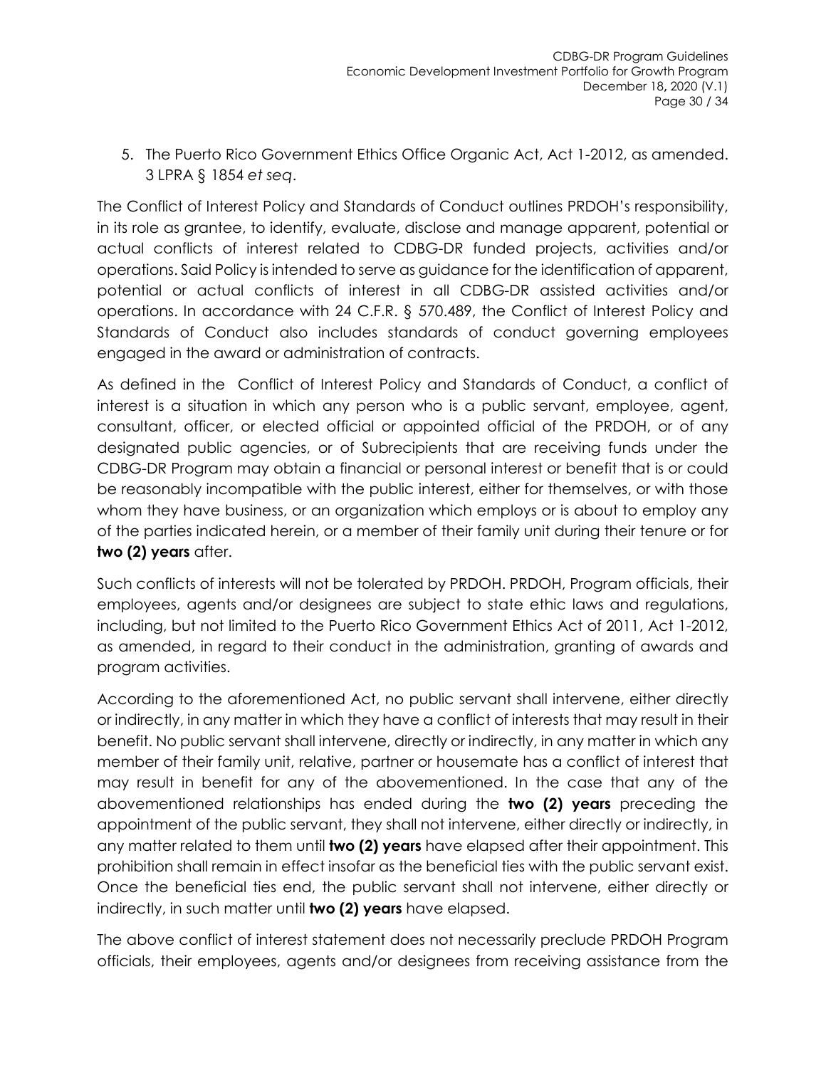5. The Puerto Rico Government Ethics Office Organic Act, Act 1-2012, as amended. 3 LPRA § 1854 *et seq*.

The Conflict of Interest Policy and Standards of Conduct outlines PRDOH's responsibility, in its role as grantee, to identify, evaluate, disclose and manage apparent, potential or actual conflicts of interest related to CDBG-DR funded projects, activities and/or operations. Said Policy is intended to serve as guidance for the identification of apparent, potential or actual conflicts of interest in all CDBG-DR assisted activities and/or operations. In accordance with 24 C.F.R. § 570.489, the Conflict of Interest Policy and Standards of Conduct also includes standards of conduct governing employees engaged in the award or administration of contracts.

As defined in the Conflict of Interest Policy and Standards of Conduct, a conflict of interest is a situation in which any person who is a public servant, employee, agent, consultant, officer, or elected official or appointed official of the PRDOH, or of any designated public agencies, or of Subrecipients that are receiving funds under the CDBG-DR Program may obtain a financial or personal interest or benefit that is or could be reasonably incompatible with the public interest, either for themselves, or with those whom they have business, or an organization which employs or is about to employ any of the parties indicated herein, or a member of their family unit during their tenure or for **two (2) years** after.

Such conflicts of interests will not be tolerated by PRDOH. PRDOH, Program officials, their employees, agents and/or designees are subject to state ethic laws and regulations, including, but not limited to the Puerto Rico Government Ethics Act of 2011, Act 1-2012, as amended, in regard to their conduct in the administration, granting of awards and program activities.

According to the aforementioned Act, no public servant shall intervene, either directly or indirectly, in any matter in which they have a conflict of interests that may result in their benefit. No public servant shall intervene, directly or indirectly, in any matter in which any member of their family unit, relative, partner or housemate has a conflict of interest that may result in benefit for any of the abovementioned. In the case that any of the abovementioned relationships has ended during the **two (2) years** preceding the appointment of the public servant, they shall not intervene, either directly or indirectly, in any matter related to them until **two (2) years** have elapsed after their appointment. This prohibition shall remain in effect insofar as the beneficial ties with the public servant exist. Once the beneficial ties end, the public servant shall not intervene, either directly or indirectly, in such matter until **two (2) years** have elapsed.

The above conflict of interest statement does not necessarily preclude PRDOH Program officials, their employees, agents and/or designees from receiving assistance from the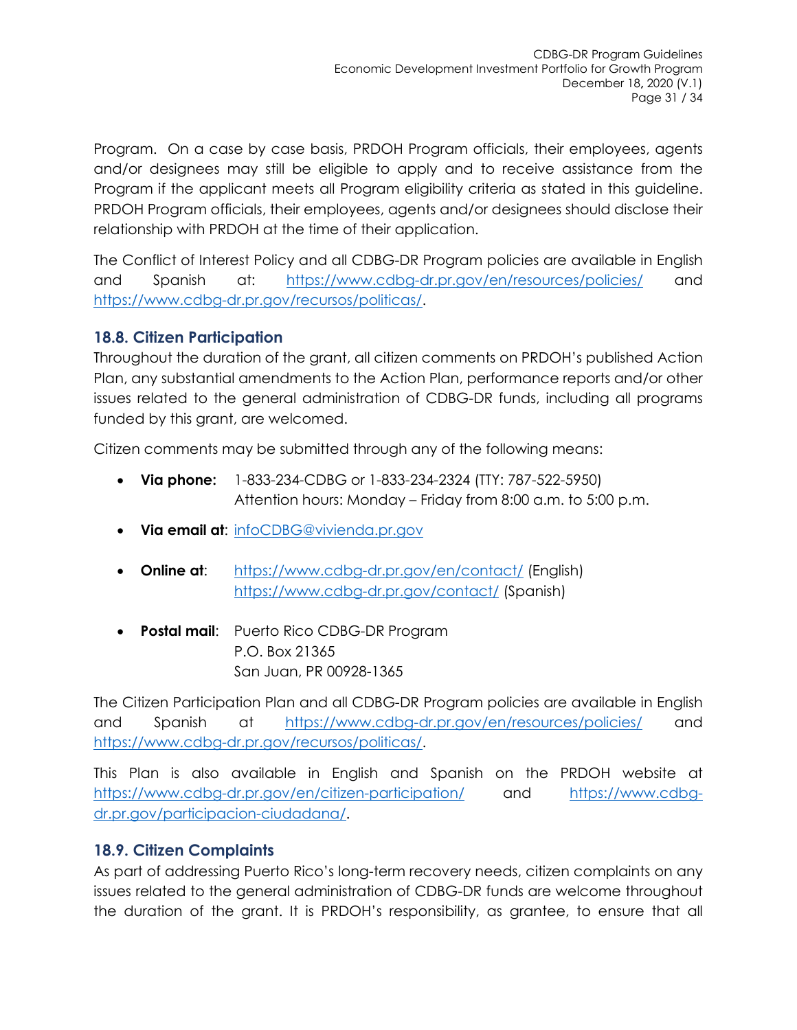Program. On a case by case basis, PRDOH Program officials, their employees, agents and/or designees may still be eligible to apply and to receive assistance from the Program if the applicant meets all Program eligibility criteria as stated in this guideline. PRDOH Program officials, their employees, agents and/or designees should disclose their relationship with PRDOH at the time of their application.

The Conflict of Interest Policy and all CDBG-DR Program policies are available in English and Spanish at: https://www.cdbg-dr.pr.gov/en/resources/policies/ and https://www.cdbg-dr.pr.gov/recursos/politicas/.

## 18.8. Citizen Participation

Throughout the duration of the grant, all citizen comments on PRDOH's published Action Plan, any substantial amendments to the Action Plan, performance reports and/or other issues related to the general administration of CDBG-DR funds, including all programs funded by this grant, are welcomed.

Citizen comments may be submitted through any of the following means:

- **Via phone:** 1-833-234-CDBG or 1-833-234-2324 (TTY: 787-522-5950)
  Attention hours: Monday – Friday from 8:00 a.m. to 5:00 p.m.
- **Via email at**: infoCDBG@vivienda.pr.gov
- **Online at**: https://www.cdbg-dr.pr.gov/en/contact/ (English)
  https://www.cdbg-dr.pr.gov/contact/ (Spanish)
- **Postal mail**: Puerto Rico CDBG-DR Program
  P.O. Box 21365
  San Juan, PR 00928-1365

The Citizen Participation Plan and all CDBG-DR Program policies are available in English and Spanish at https://www.cdbg-dr.pr.gov/en/resources/policies/ and https://www.cdbg-dr.pr.gov/recursos/politicas/.

This Plan is also available in English and Spanish on the PRDOH website at https://www.cdbg-dr.pr.gov/en/citizen-participation/ and https://www.cdbg-dr.pr.gov/participacion-ciudadana/.

## 18.9. Citizen Complaints

As part of addressing Puerto Rico's long-term recovery needs, citizen complaints on any issues related to the general administration of CDBG-DR funds are welcome throughout the duration of the grant. It is PRDOH's responsibility, as grantee, to ensure that all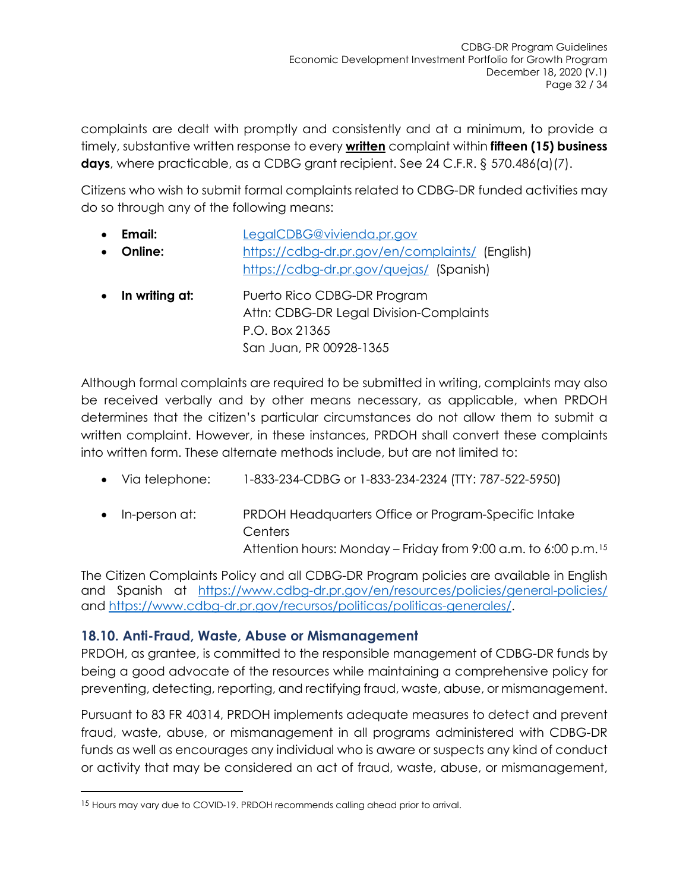complaints are dealt with promptly and consistently and at a minimum, to provide a timely, substantive written response to every **written** complaint within **fifteen (15) business days**, where practicable, as a CDBG grant recipient. See 24 C.F.R. § 570.486(a)(7).

Citizens who wish to submit formal complaints related to CDBG-DR funded activities may do so through any of the following means:

- **Email:** LegalCDBG@vivienda.pr.gov
- **Online:** https://cdbg-dr.pr.gov/en/complaints/ (English)
  https://cdbg-dr.pr.gov/quejas/ (Spanish)
- **In writing at:** Puerto Rico CDBG-DR Program
  Attn: CDBG-DR Legal Division-Complaints
  P.O. Box 21365
  San Juan, PR 00928-1365

Although formal complaints are required to be submitted in writing, complaints may also be received verbally and by other means necessary, as applicable, when PRDOH determines that the citizen's particular circumstances do not allow them to submit a written complaint. However, in these instances, PRDOH shall convert these complaints into written form. These alternate methods include, but are not limited to:

- Via telephone: 1-833-234-CDBG or 1-833-234-2324 (TTY: 787-522-5950)
- In-person at: PRDOH Headquarters Office or Program-Specific Intake Centers
  Attention hours: Monday – Friday from 9:00 a.m. to 6:00 p.m.[15]

The Citizen Complaints Policy and all CDBG-DR Program policies are available in English and Spanish at https://www.cdbg-dr.pr.gov/en/resources/policies/general-policies/ and https://www.cdbg-dr.pr.gov/recursos/politicas/politicas-generales/.

## 18.10. Anti-Fraud, Waste, Abuse or Mismanagement

PRDOH, as grantee, is committed to the responsible management of CDBG-DR funds by being a good advocate of the resources while maintaining a comprehensive policy for preventing, detecting, reporting, and rectifying fraud, waste, abuse, or mismanagement.

Pursuant to 83 FR 40314, PRDOH implements adequate measures to detect and prevent fraud, waste, abuse, or mismanagement in all programs administered with CDBG-DR funds as well as encourages any individual who is aware or suspects any kind of conduct or activity that may be considered an act of fraud, waste, abuse, or mismanagement,

---

[15] Hours may vary due to COVID-19. PRDOH recommends calling ahead prior to arrival.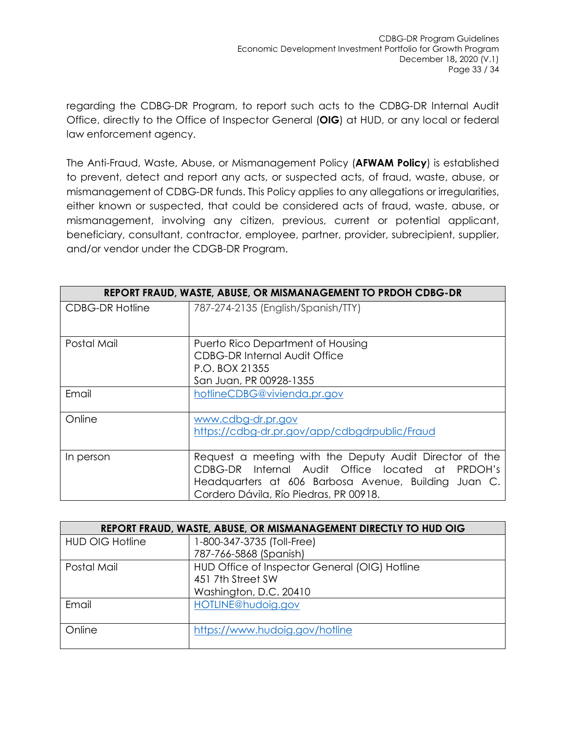regarding the CDBG-DR Program, to report such acts to the CDBG-DR Internal Audit Office, directly to the Office of Inspector General (**OIG**) at HUD, or any local or federal law enforcement agency.

The Anti-Fraud, Waste, Abuse, or Mismanagement Policy (**AFWAM Policy**) is established to prevent, detect and report any acts, or suspected acts, of fraud, waste, abuse, or mismanagement of CDBG-DR funds. This Policy applies to any allegations or irregularities, either known or suspected, that could be considered acts of fraud, waste, abuse, or mismanagement, involving any citizen, previous, current or potential applicant, beneficiary, consultant, contractor, employee, partner, provider, subrecipient, supplier, and/or vendor under the CDGB-DR Program.

| **REPORT FRAUD, WASTE, ABUSE, OR MISMANAGEMENT TO PRDOH CDBG-DR** | |
|---|---|
| CDBG-DR Hotline | 787-274-2135 (English/Spanish/TTY) |
| Postal Mail | Puerto Rico Department of Housing<br>CDBG-DR Internal Audit Office<br>P.O. BOX 21355<br>San Juan, PR 00928-1355 |
| Email | hotlineCDBG@vivienda.pr.gov |
| Online | www.cdbg-dr.pr.gov<br>https://cdbg-dr.pr.gov/app/cdbgdrpublic/Fraud |
| In person | Request a meeting with the Deputy Audit Director of the CDBG-DR Internal Audit Office located at PRDOH's Headquarters at 606 Barbosa Avenue, Building Juan C. Cordero Dávila, Río Piedras, PR 00918. |

| **REPORT FRAUD, WASTE, ABUSE, OR MISMANAGEMENT DIRECTLY TO HUD OIG** | |
|---|---|
| HUD OIG Hotline | 1-800-347-3735 (Toll-Free)<br>787-766-5868 (Spanish) |
| Postal Mail | HUD Office of Inspector General (OIG) Hotline<br>451 7th Street SW<br>Washington, D.C. 20410 |
| Email | HOTLINE@hudoig.gov |
| Online | https://www.hudoig.gov/hotline |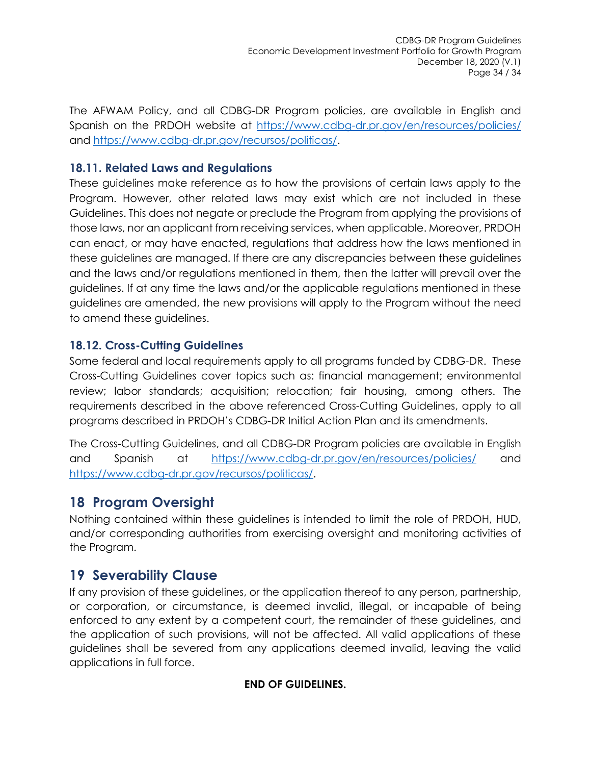The AFWAM Policy, and all CDBG-DR Program policies, are available in English and Spanish on the PRDOH website at https://www.cdbg-dr.pr.gov/en/resources/policies/ and https://www.cdbg-dr.pr.gov/recursos/politicas/.

### 18.11. Related Laws and Regulations

These guidelines make reference as to how the provisions of certain laws apply to the Program. However, other related laws may exist which are not included in these Guidelines. This does not negate or preclude the Program from applying the provisions of those laws, nor an applicant from receiving services, when applicable. Moreover, PRDOH can enact, or may have enacted, regulations that address how the laws mentioned in these guidelines are managed. If there are any discrepancies between these guidelines and the laws and/or regulations mentioned in them, then the latter will prevail over the guidelines. If at any time the laws and/or the applicable regulations mentioned in these guidelines are amended, the new provisions will apply to the Program without the need to amend these guidelines.

### 18.12. Cross-Cutting Guidelines

Some federal and local requirements apply to all programs funded by CDBG-DR. These Cross-Cutting Guidelines cover topics such as: financial management; environmental review; labor standards; acquisition; relocation; fair housing, among others. The requirements described in the above referenced Cross-Cutting Guidelines, apply to all programs described in PRDOH's CDBG-DR Initial Action Plan and its amendments.

The Cross-Cutting Guidelines, and all CDBG-DR Program policies are available in English and Spanish at https://www.cdbg-dr.pr.gov/en/resources/policies/ and https://www.cdbg-dr.pr.gov/recursos/politicas/.

## 18 Program Oversight

Nothing contained within these guidelines is intended to limit the role of PRDOH, HUD, and/or corresponding authorities from exercising oversight and monitoring activities of the Program.

## 19 Severability Clause

If any provision of these guidelines, or the application thereof to any person, partnership, or corporation, or circumstance, is deemed invalid, illegal, or incapable of being enforced to any extent by a competent court, the remainder of these guidelines, and the application of such provisions, will not be affected. All valid applications of these guidelines shall be severed from any applications deemed invalid, leaving the valid applications in full force.

**END OF GUIDELINES.**